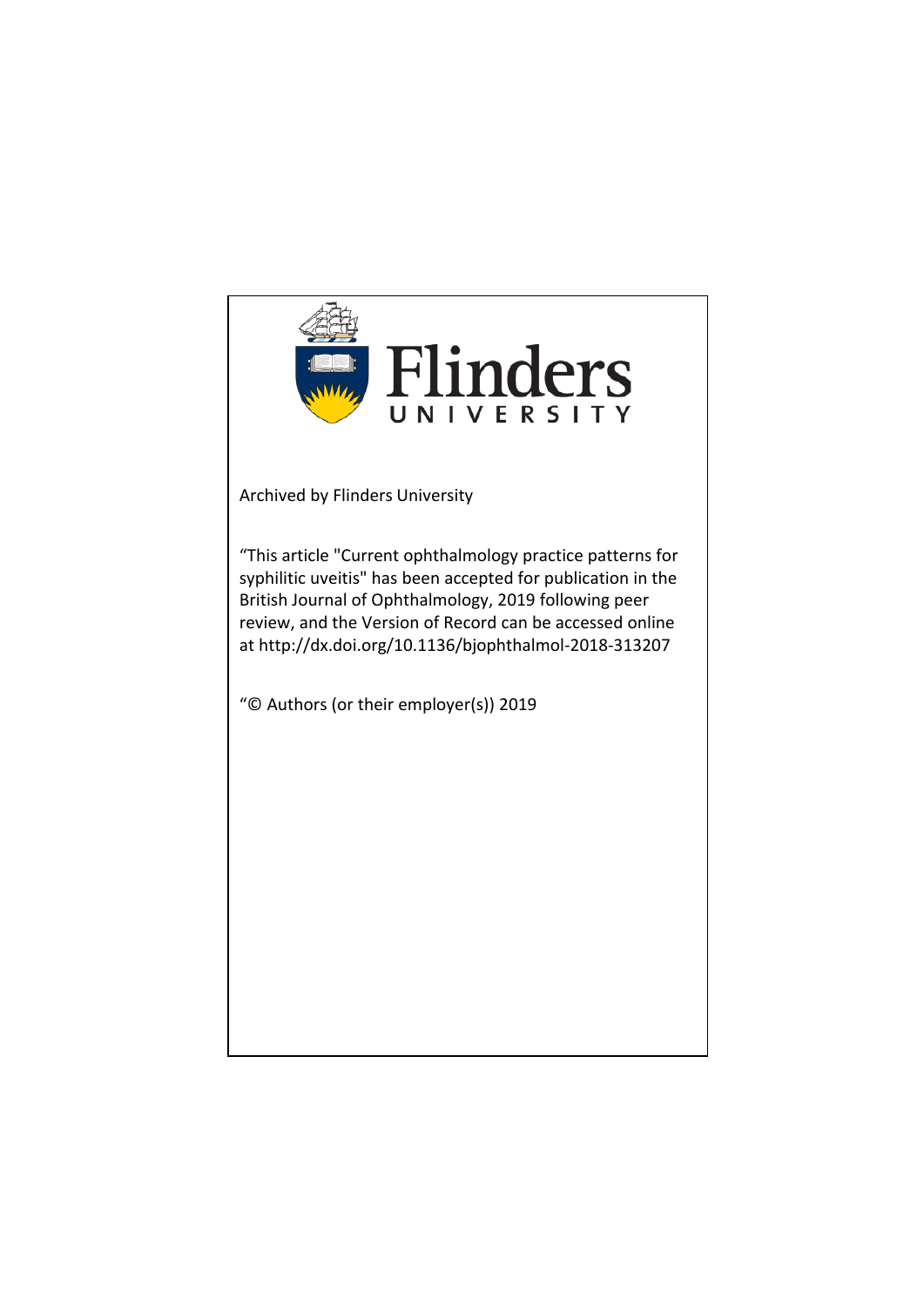Flinders UNIVERSITY

Archived by Flinders University

“This article "Current ophthalmology practice patterns for syphilitic uveitis" has been accepted for publication in the British Journal of Ophthalmology, 2019 following peer review, and the Version of Record can be accessed online at http://dx.doi.org/10.1136/bjophthalmol-2018-313207

“© Authors (or their employer(s)) 2019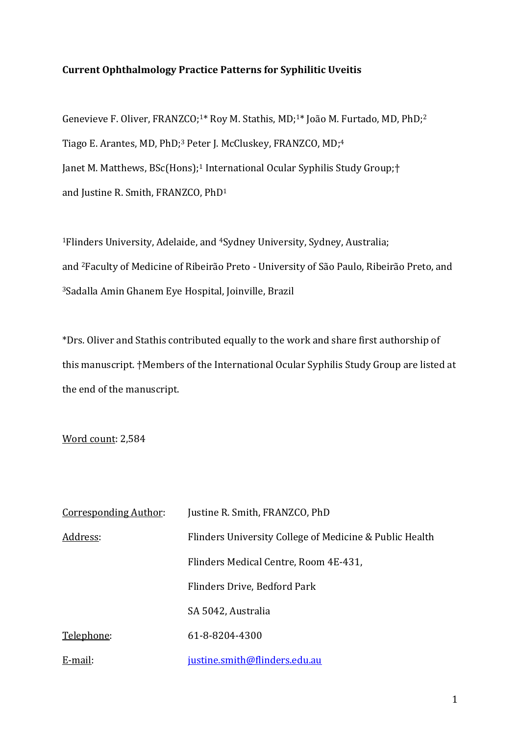**Current Ophthalmology Practice Patterns for Syphilitic Uveitis**

Genevieve F. Oliver, FRANZCO;[1]* Roy M. Stathis, MD;[1]* João M. Furtado, MD, PhD;[2] Tiago E. Arantes, MD, PhD;[3] Peter J. McCluskey, FRANZCO, MD;[4] Janet M. Matthews, BSc(Hons);[1] International Ocular Syphilis Study Group;† and Justine R. Smith, FRANZCO, PhD[1]

[1]Flinders University, Adelaide, and [4]Sydney University, Sydney, Australia; and [2]Faculty of Medicine of Ribeirão Preto - University of São Paulo, Ribeirão Preto, and [3]Sadalla Amin Ghanem Eye Hospital, Joinville, Brazil

*Drs. Oliver and Stathis contributed equally to the work and share first authorship of this manuscript. †Members of the International Ocular Syphilis Study Group are listed at the end of the manuscript.

Word count: 2,584

| | |
|---|---|
| Corresponding Author: | Justine R. Smith, FRANZCO, PhD |
| Address: | Flinders University College of Medicine & Public Health |
| | Flinders Medical Centre, Room 4E-431, |
| | Flinders Drive, Bedford Park |
| | SA 5042, Australia |
| Telephone: | 61-8-8204-4300 |
| E-mail: | justine.smith@flinders.edu.au |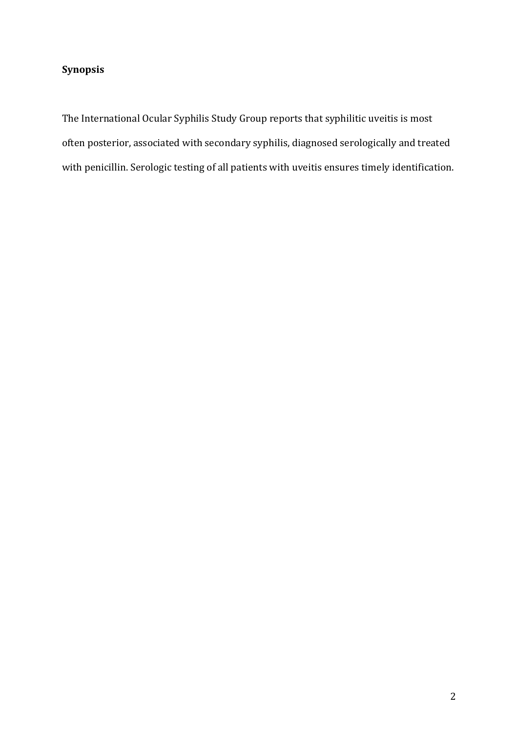**Synopsis**

The International Ocular Syphilis Study Group reports that syphilitic uveitis is most often posterior, associated with secondary syphilis, diagnosed serologically and treated with penicillin. Serologic testing of all patients with uveitis ensures timely identification.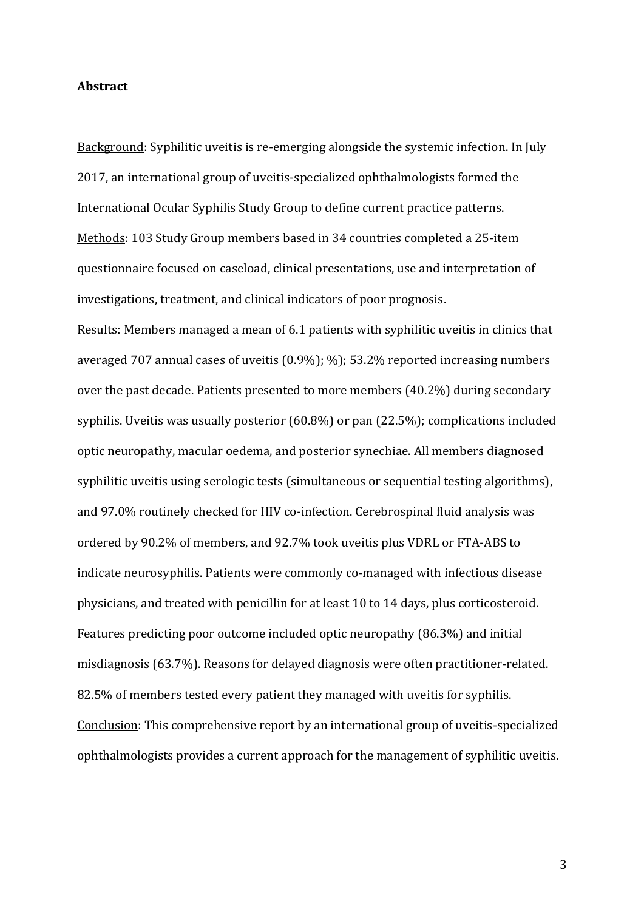**Abstract**

Background: Syphilitic uveitis is re-emerging alongside the systemic infection. In July 2017, an international group of uveitis-specialized ophthalmologists formed the International Ocular Syphilis Study Group to define current practice patterns.

Methods: 103 Study Group members based in 34 countries completed a 25-item questionnaire focused on caseload, clinical presentations, use and interpretation of investigations, treatment, and clinical indicators of poor prognosis.

Results: Members managed a mean of 6.1 patients with syphilitic uveitis in clinics that averaged 707 annual cases of uveitis (0.9%); %); 53.2% reported increasing numbers over the past decade. Patients presented to more members (40.2%) during secondary syphilis. Uveitis was usually posterior (60.8%) or pan (22.5%); complications included optic neuropathy, macular oedema, and posterior synechiae. All members diagnosed syphilitic uveitis using serologic tests (simultaneous or sequential testing algorithms), and 97.0% routinely checked for HIV co-infection. Cerebrospinal fluid analysis was ordered by 90.2% of members, and 92.7% took uveitis plus VDRL or FTA-ABS to indicate neurosyphilis. Patients were commonly co-managed with infectious disease physicians, and treated with penicillin for at least 10 to 14 days, plus corticosteroid. Features predicting poor outcome included optic neuropathy (86.3%) and initial misdiagnosis (63.7%). Reasons for delayed diagnosis were often practitioner-related. 82.5% of members tested every patient they managed with uveitis for syphilis.

Conclusion: This comprehensive report by an international group of uveitis-specialized ophthalmologists provides a current approach for the management of syphilitic uveitis.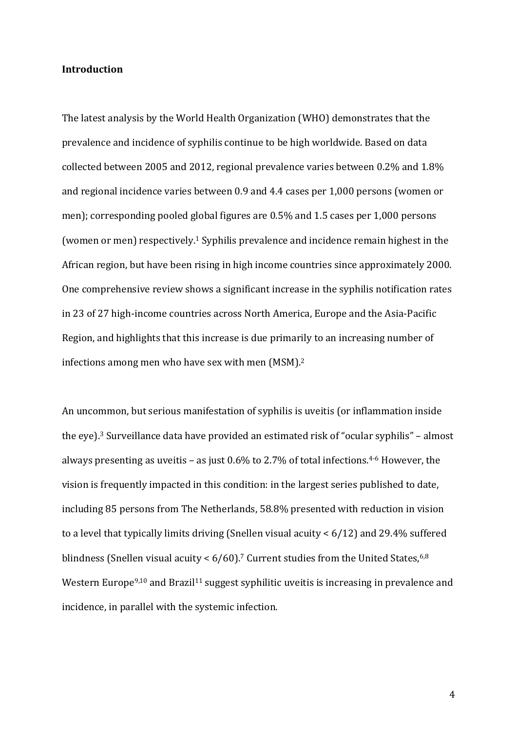**Introduction**

The latest analysis by the World Health Organization (WHO) demonstrates that the prevalence and incidence of syphilis continue to be high worldwide. Based on data collected between 2005 and 2012, regional prevalence varies between 0.2% and 1.8% and regional incidence varies between 0.9 and 4.4 cases per 1,000 persons (women or men); corresponding pooled global figures are 0.5% and 1.5 cases per 1,000 persons (women or men) respectively.[1] Syphilis prevalence and incidence remain highest in the African region, but have been rising in high income countries since approximately 2000. One comprehensive review shows a significant increase in the syphilis notification rates in 23 of 27 high-income countries across North America, Europe and the Asia-Pacific Region, and highlights that this increase is due primarily to an increasing number of infections among men who have sex with men (MSM).[2]

An uncommon, but serious manifestation of syphilis is uveitis (or inflammation inside the eye).[3] Surveillance data have provided an estimated risk of "ocular syphilis" – almost always presenting as uveitis – as just 0.6% to 2.7% of total infections.[4-6] However, the vision is frequently impacted in this condition: in the largest series published to date, including 85 persons from The Netherlands, 58.8% presented with reduction in vision to a level that typically limits driving (Snellen visual acuity < 6/12) and 29.4% suffered blindness (Snellen visual acuity < 6/60).[7] Current studies from the United States,[6,8] Western Europe[9,10] and Brazil[11] suggest syphilitic uveitis is increasing in prevalence and incidence, in parallel with the systemic infection.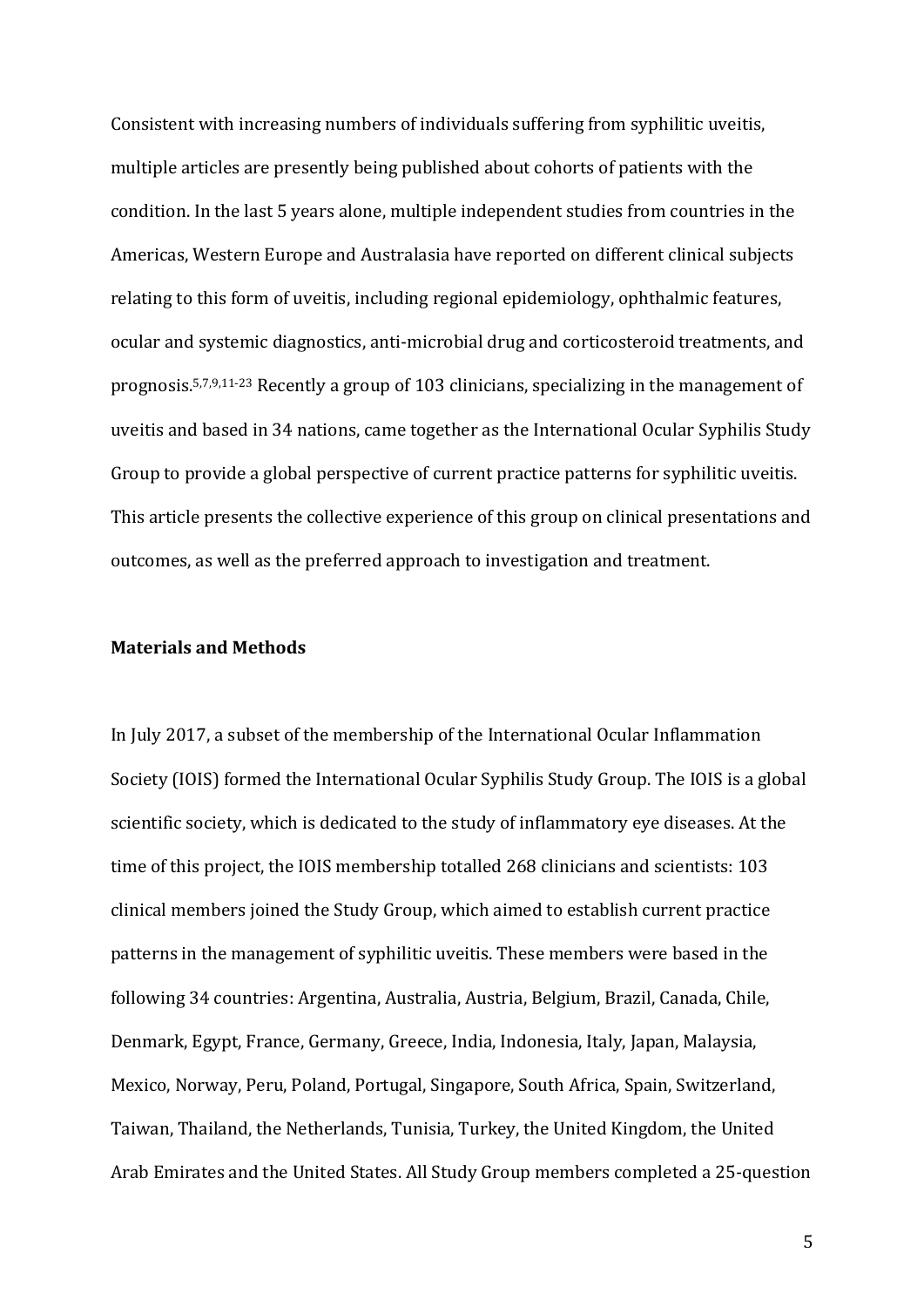Consistent with increasing numbers of individuals suffering from syphilitic uveitis, multiple articles are presently being published about cohorts of patients with the condition. In the last 5 years alone, multiple independent studies from countries in the Americas, Western Europe and Australasia have reported on different clinical subjects relating to this form of uveitis, including regional epidemiology, ophthalmic features, ocular and systemic diagnostics, anti-microbial drug and corticosteroid treatments, and prognosis.[5,7,9,11-23] Recently a group of 103 clinicians, specializing in the management of uveitis and based in 34 nations, came together as the International Ocular Syphilis Study Group to provide a global perspective of current practice patterns for syphilitic uveitis. This article presents the collective experience of this group on clinical presentations and outcomes, as well as the preferred approach to investigation and treatment.

**Materials and Methods**

In July 2017, a subset of the membership of the International Ocular Inflammation Society (IOIS) formed the International Ocular Syphilis Study Group. The IOIS is a global scientific society, which is dedicated to the study of inflammatory eye diseases. At the time of this project, the IOIS membership totalled 268 clinicians and scientists: 103 clinical members joined the Study Group, which aimed to establish current practice patterns in the management of syphilitic uveitis. These members were based in the following 34 countries: Argentina, Australia, Austria, Belgium, Brazil, Canada, Chile, Denmark, Egypt, France, Germany, Greece, India, Indonesia, Italy, Japan, Malaysia, Mexico, Norway, Peru, Poland, Portugal, Singapore, South Africa, Spain, Switzerland, Taiwan, Thailand, the Netherlands, Tunisia, Turkey, the United Kingdom, the United Arab Emirates and the United States. All Study Group members completed a 25-question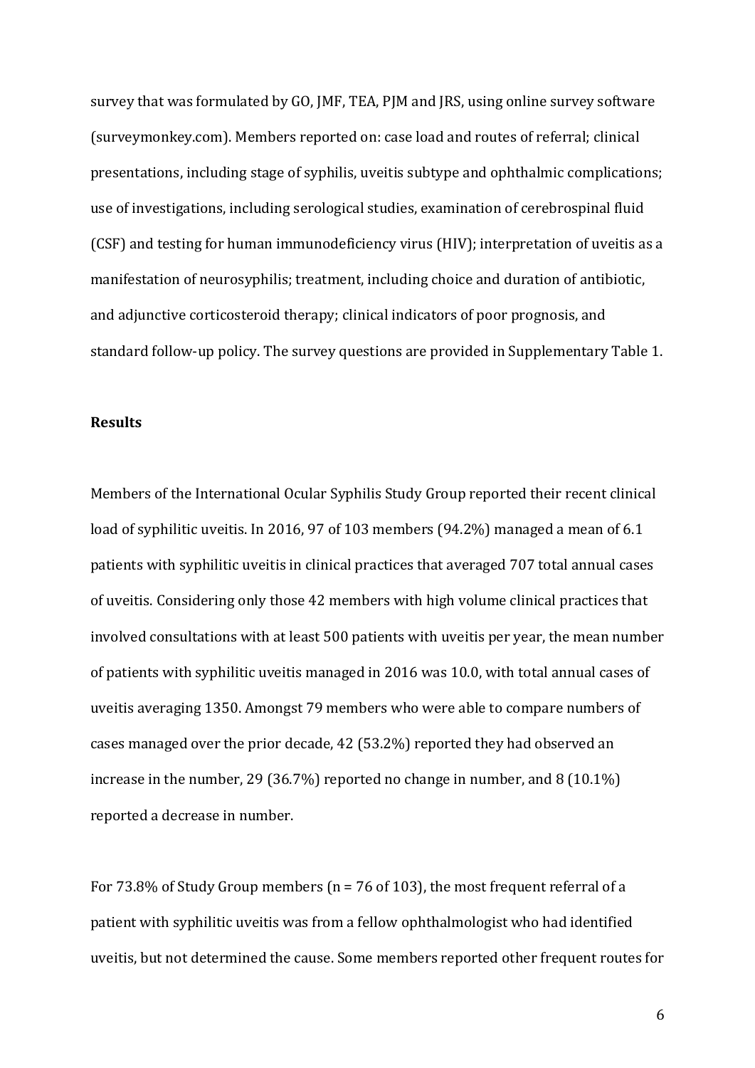survey that was formulated by GO, JMF, TEA, PJM and JRS, using online survey software (surveymonkey.com). Members reported on: case load and routes of referral; clinical presentations, including stage of syphilis, uveitis subtype and ophthalmic complications; use of investigations, including serological studies, examination of cerebrospinal fluid (CSF) and testing for human immunodeficiency virus (HIV); interpretation of uveitis as a manifestation of neurosyphilis; treatment, including choice and duration of antibiotic, and adjunctive corticosteroid therapy; clinical indicators of poor prognosis, and standard follow-up policy. The survey questions are provided in Supplementary Table 1.

## Results

Members of the International Ocular Syphilis Study Group reported their recent clinical load of syphilitic uveitis. In 2016, 97 of 103 members (94.2%) managed a mean of 6.1 patients with syphilitic uveitis in clinical practices that averaged 707 total annual cases of uveitis. Considering only those 42 members with high volume clinical practices that involved consultations with at least 500 patients with uveitis per year, the mean number of patients with syphilitic uveitis managed in 2016 was 10.0, with total annual cases of uveitis averaging 1350. Amongst 79 members who were able to compare numbers of cases managed over the prior decade, 42 (53.2%) reported they had observed an increase in the number, 29 (36.7%) reported no change in number, and 8 (10.1%) reported a decrease in number.

For 73.8% of Study Group members (n = 76 of 103), the most frequent referral of a patient with syphilitic uveitis was from a fellow ophthalmologist who had identified uveitis, but not determined the cause. Some members reported other frequent routes for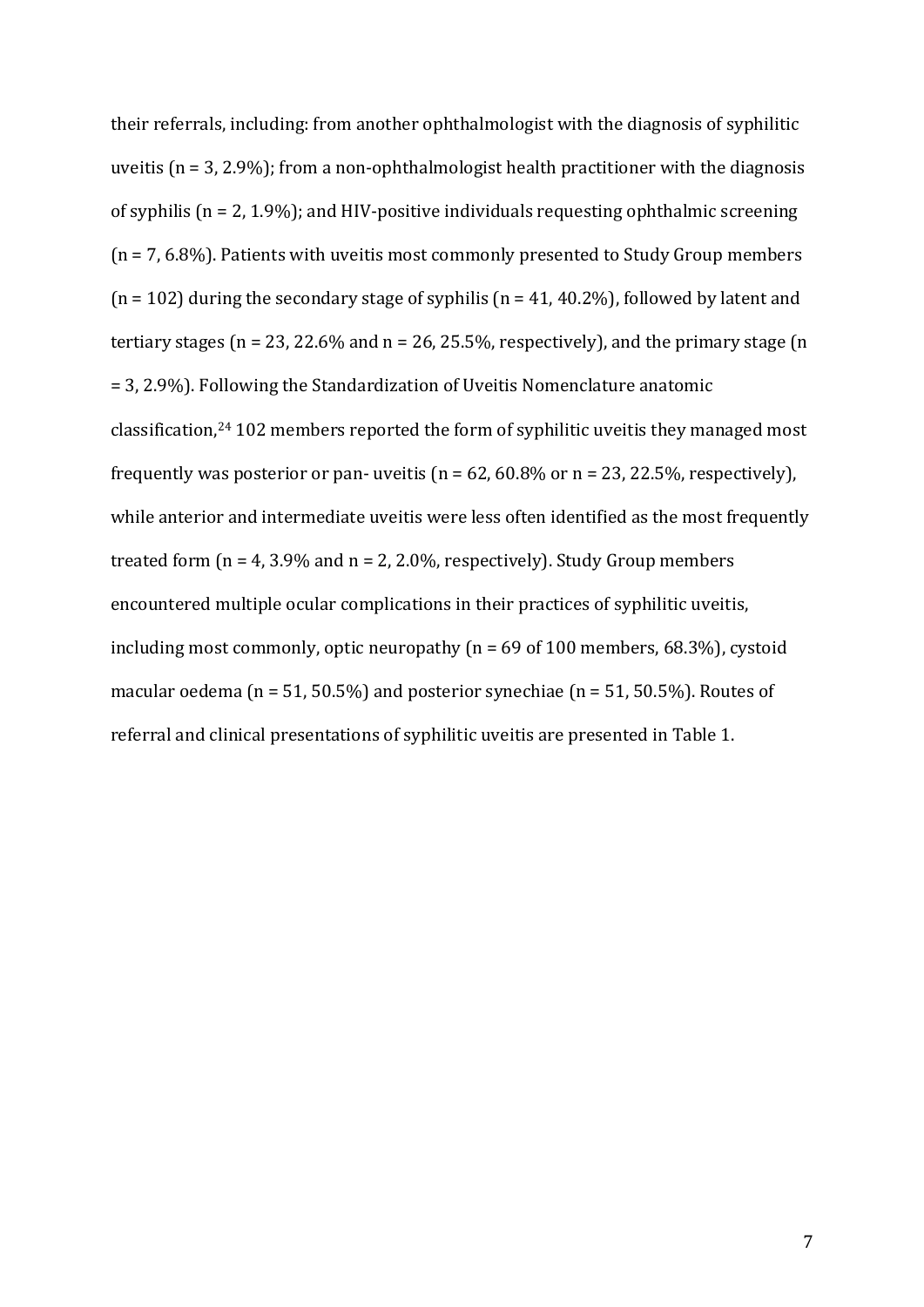their referrals, including: from another ophthalmologist with the diagnosis of syphilitic uveitis (n = 3, 2.9%); from a non-ophthalmologist health practitioner with the diagnosis of syphilis (n = 2, 1.9%); and HIV-positive individuals requesting ophthalmic screening (n = 7, 6.8%). Patients with uveitis most commonly presented to Study Group members (n = 102) during the secondary stage of syphilis (n = 41, 40.2%), followed by latent and tertiary stages (n = 23, 22.6% and n = 26, 25.5%, respectively), and the primary stage (n = 3, 2.9%). Following the Standardization of Uveitis Nomenclature anatomic classification,[24] 102 members reported the form of syphilitic uveitis they managed most frequently was posterior or pan- uveitis (n = 62, 60.8% or n = 23, 22.5%, respectively), while anterior and intermediate uveitis were less often identified as the most frequently treated form (n = 4, 3.9% and n = 2, 2.0%, respectively). Study Group members encountered multiple ocular complications in their practices of syphilitic uveitis, including most commonly, optic neuropathy (n = 69 of 100 members, 68.3%), cystoid macular oedema (n = 51, 50.5%) and posterior synechiae (n = 51, 50.5%). Routes of referral and clinical presentations of syphilitic uveitis are presented in Table 1.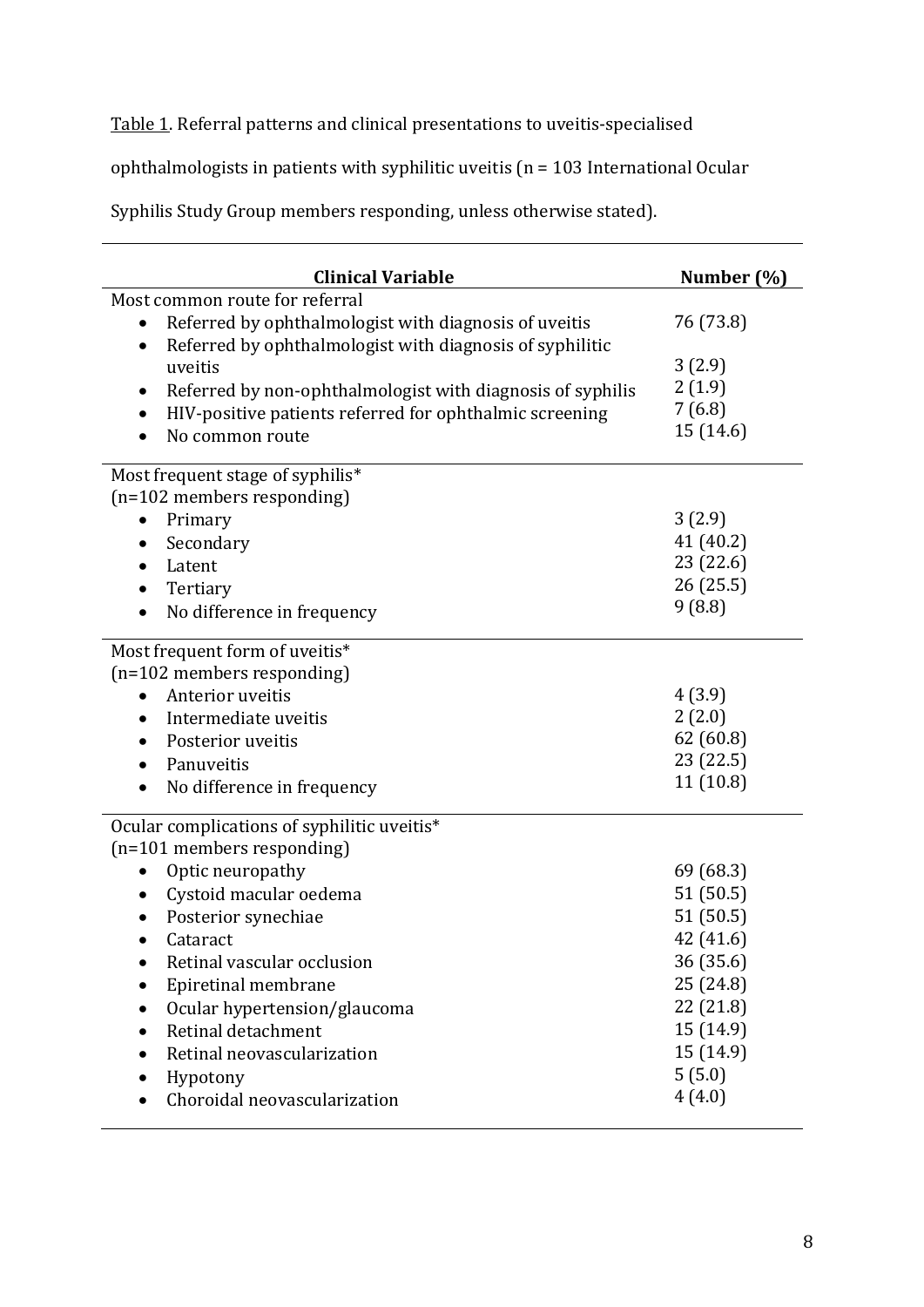Table 1. Referral patterns and clinical presentations to uveitis-specialised ophthalmologists in patients with syphilitic uveitis (n = 103 International Ocular Syphilis Study Group members responding, unless otherwise stated).

| Clinical Variable | Number (%) |
|---|---|
| Most common route for referral | |
| • Referred by ophthalmologist with diagnosis of uveitis | 76 (73.8) |
| • Referred by ophthalmologist with diagnosis of syphilitic uveitis | 3 (2.9) |
| • Referred by non-ophthalmologist with diagnosis of syphilis | 2 (1.9) |
| • HIV-positive patients referred for ophthalmic screening | 7 (6.8) |
| • No common route | 15 (14.6) |
| Most frequent stage of syphilis* (n=102 members responding) | |
| • Primary | 3 (2.9) |
| • Secondary | 41 (40.2) |
| • Latent | 23 (22.6) |
| • Tertiary | 26 (25.5) |
| • No difference in frequency | 9 (8.8) |
| Most frequent form of uveitis* (n=102 members responding) | |
| • Anterior uveitis | 4 (3.9) |
| • Intermediate uveitis | 2 (2.0) |
| • Posterior uveitis | 62 (60.8) |
| • Panuveitis | 23 (22.5) |
| • No difference in frequency | 11 (10.8) |
| Ocular complications of syphilitic uveitis* (n=101 members responding) | |
| • Optic neuropathy | 69 (68.3) |
| • Cystoid macular oedema | 51 (50.5) |
| • Posterior synechiae | 51 (50.5) |
| • Cataract | 42 (41.6) |
| • Retinal vascular occlusion | 36 (35.6) |
| • Epiretinal membrane | 25 (24.8) |
| • Ocular hypertension/glaucoma | 22 (21.8) |
| • Retinal detachment | 15 (14.9) |
| • Retinal neovascularization | 15 (14.9) |
| • Hypotony | 5 (5.0) |
| • Choroidal neovascularization | 4 (4.0) |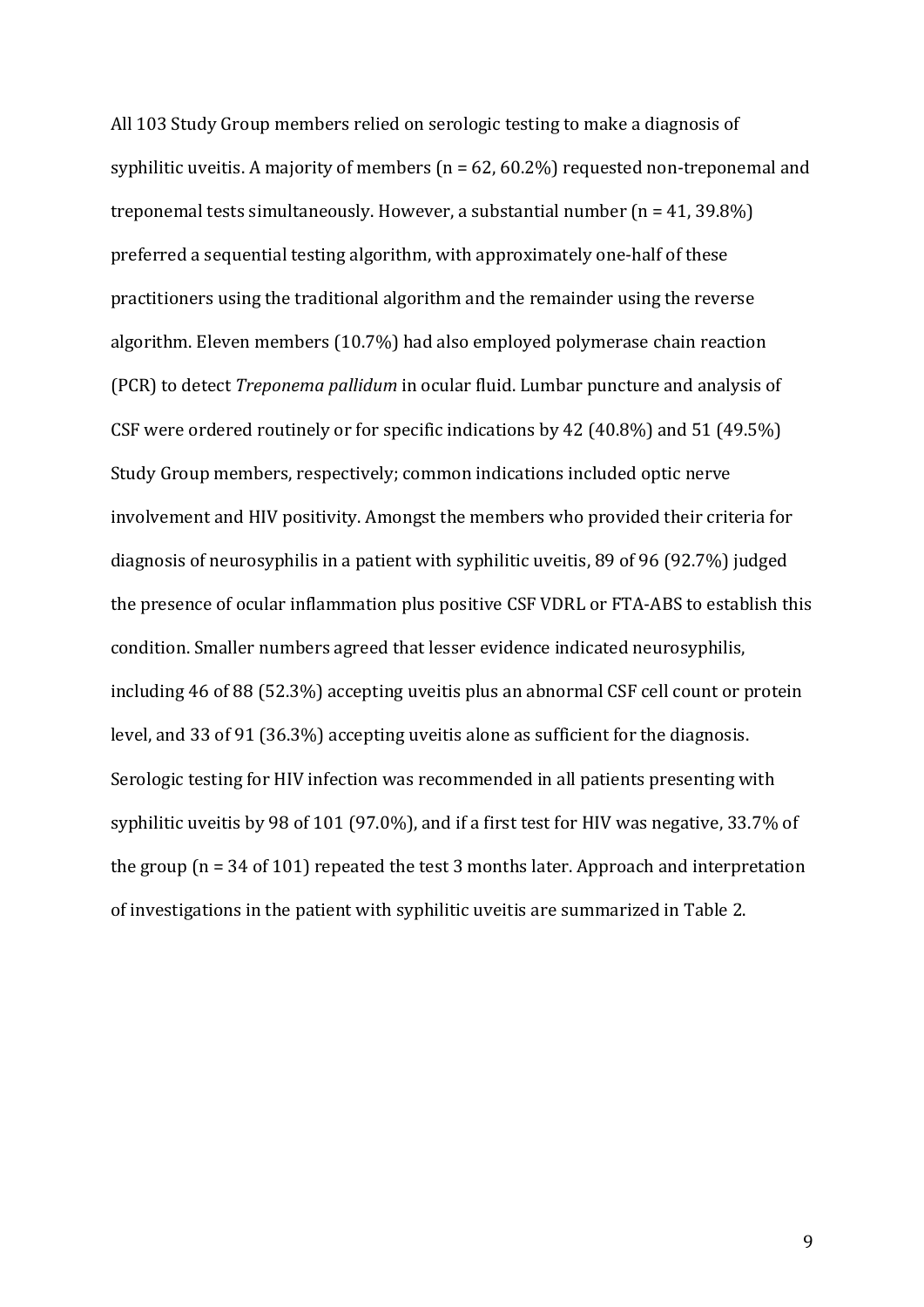All 103 Study Group members relied on serologic testing to make a diagnosis of syphilitic uveitis. A majority of members (n = 62, 60.2%) requested non-treponemal and treponemal tests simultaneously. However, a substantial number (n = 41, 39.8%) preferred a sequential testing algorithm, with approximately one-half of these practitioners using the traditional algorithm and the remainder using the reverse algorithm. Eleven members (10.7%) had also employed polymerase chain reaction (PCR) to detect *Treponema pallidum* in ocular fluid. Lumbar puncture and analysis of CSF were ordered routinely or for specific indications by 42 (40.8%) and 51 (49.5%) Study Group members, respectively; common indications included optic nerve involvement and HIV positivity. Amongst the members who provided their criteria for diagnosis of neurosyphilis in a patient with syphilitic uveitis, 89 of 96 (92.7%) judged the presence of ocular inflammation plus positive CSF VDRL or FTA-ABS to establish this condition. Smaller numbers agreed that lesser evidence indicated neurosyphilis, including 46 of 88 (52.3%) accepting uveitis plus an abnormal CSF cell count or protein level, and 33 of 91 (36.3%) accepting uveitis alone as sufficient for the diagnosis. Serologic testing for HIV infection was recommended in all patients presenting with syphilitic uveitis by 98 of 101 (97.0%), and if a first test for HIV was negative, 33.7% of the group (n = 34 of 101) repeated the test 3 months later. Approach and interpretation of investigations in the patient with syphilitic uveitis are summarized in Table 2.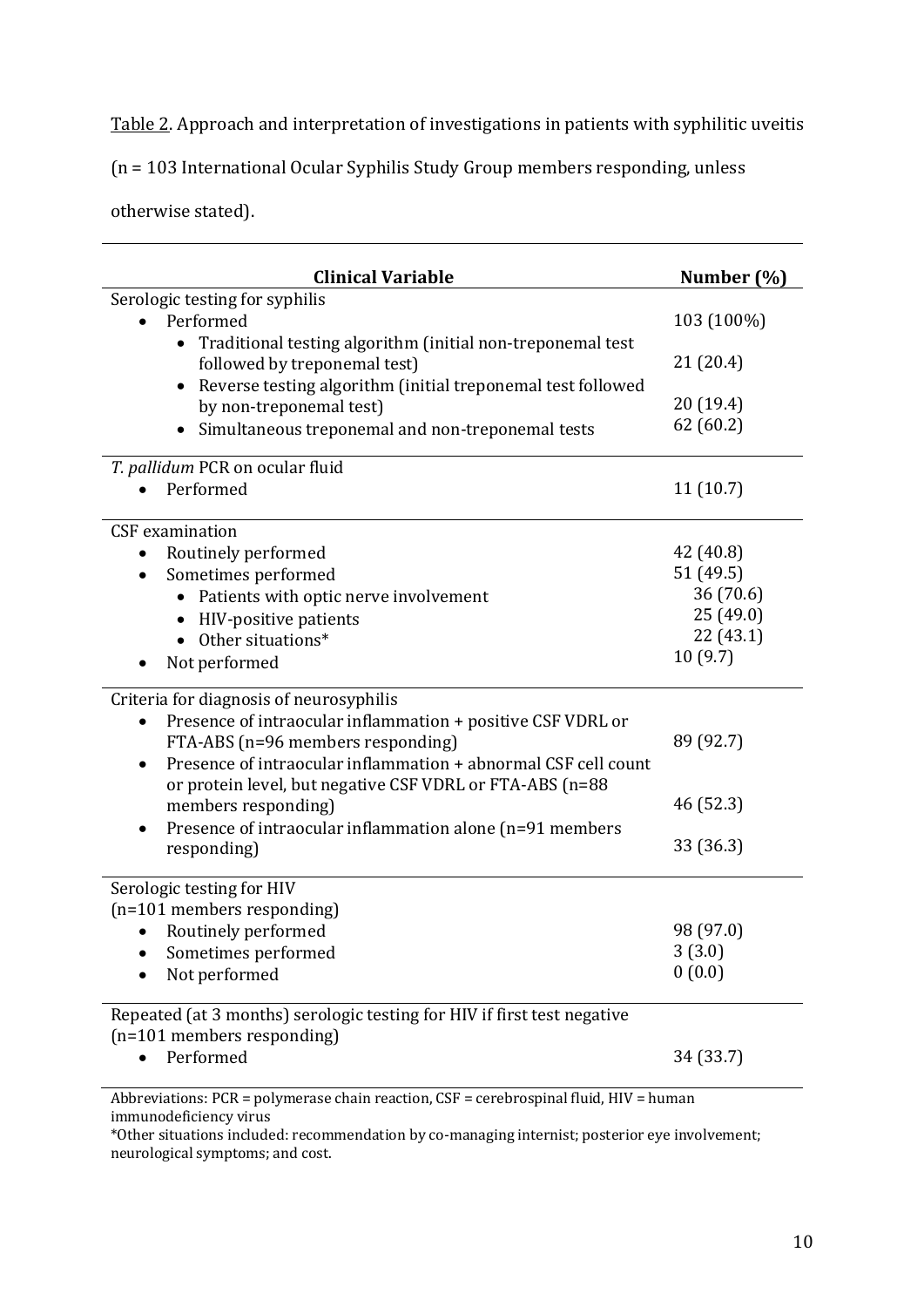Table 2. Approach and interpretation of investigations in patients with syphilitic uveitis (n = 103 International Ocular Syphilis Study Group members responding, unless otherwise stated).

| Clinical Variable | Number (%) |
|---|---|
| Serologic testing for syphilis | |
| • Performed | 103 (100%) |
| • Traditional testing algorithm (initial non-treponemal test followed by treponemal test) | 21 (20.4) |
| • Reverse testing algorithm (initial treponemal test followed by non-treponemal test) | 20 (19.4) |
| • Simultaneous treponemal and non-treponemal tests | 62 (60.2) |
| *T. pallidum* PCR on ocular fluid | |
| • Performed | 11 (10.7) |
| CSF examination | |
| • Routinely performed | 42 (40.8) |
| • Sometimes performed | 51 (49.5) |
| • Patients with optic nerve involvement | 36 (70.6) |
| • HIV-positive patients | 25 (49.0) |
| • Other situations* | 22 (43.1) |
| • Not performed | 10 (9.7) |
| Criteria for diagnosis of neurosyphilis | |
| • Presence of intraocular inflammation + positive CSF VDRL or FTA-ABS (n=96 members responding) | 89 (92.7) |
| • Presence of intraocular inflammation + abnormal CSF cell count or protein level, but negative CSF VDRL or FTA-ABS (n=88 members responding) | 46 (52.3) |
| • Presence of intraocular inflammation alone (n=91 members responding) | 33 (36.3) |
| Serologic testing for HIV (n=101 members responding) | |
| • Routinely performed | 98 (97.0) |
| • Sometimes performed | 3 (3.0) |
| • Not performed | 0 (0.0) |
| Repeated (at 3 months) serologic testing for HIV if first test negative (n=101 members responding) | |
| • Performed | 34 (33.7) |

Abbreviations: PCR = polymerase chain reaction, CSF = cerebrospinal fluid, HIV = human immunodeficiency virus

*Other situations included: recommendation by co-managing internist; posterior eye involvement; neurological symptoms; and cost.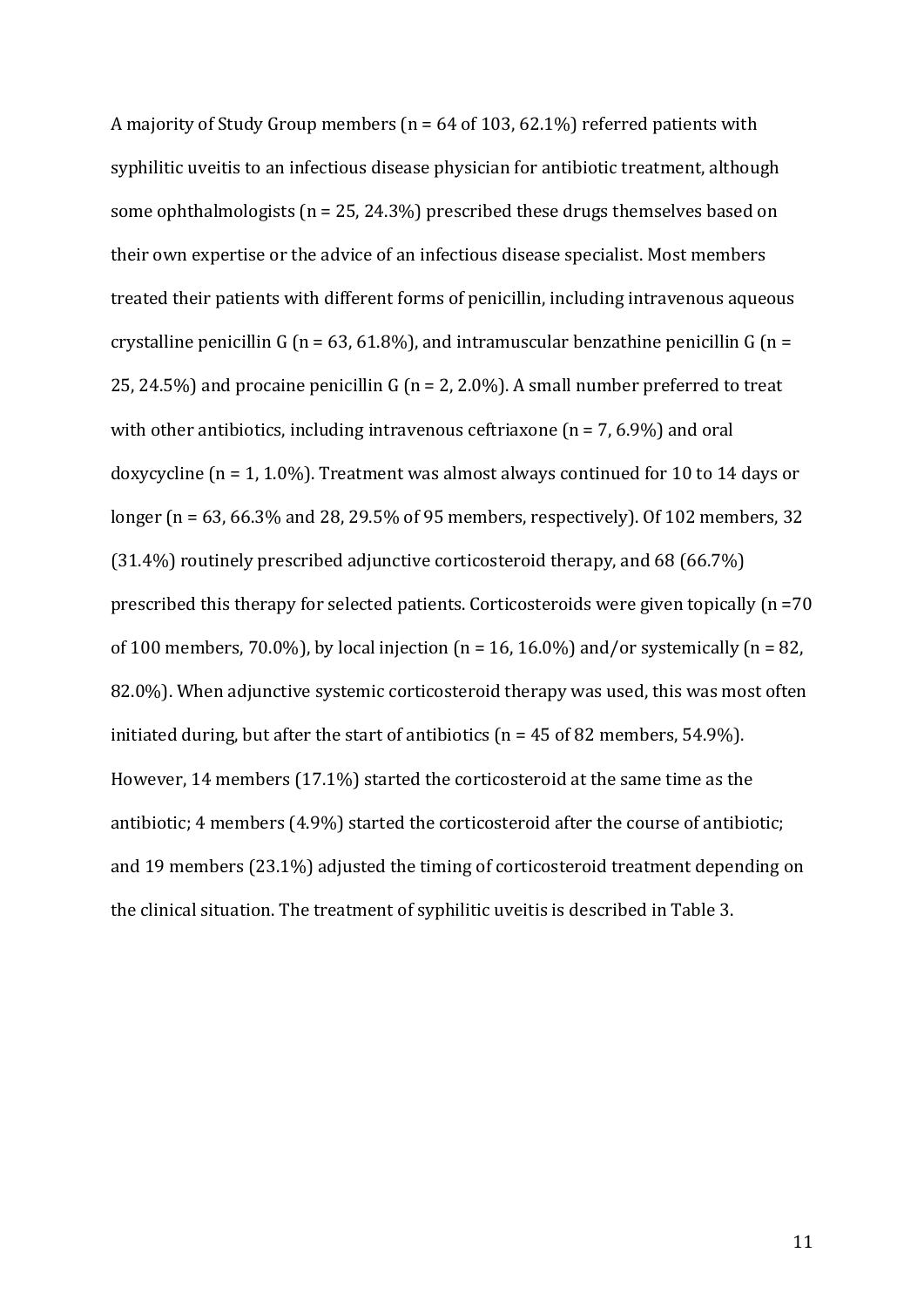A majority of Study Group members (n = 64 of 103, 62.1%) referred patients with syphilitic uveitis to an infectious disease physician for antibiotic treatment, although some ophthalmologists (n = 25, 24.3%) prescribed these drugs themselves based on their own expertise or the advice of an infectious disease specialist. Most members treated their patients with different forms of penicillin, including intravenous aqueous crystalline penicillin G (n = 63, 61.8%), and intramuscular benzathine penicillin G (n = 25, 24.5%) and procaine penicillin G (n = 2, 2.0%). A small number preferred to treat with other antibiotics, including intravenous ceftriaxone (n = 7, 6.9%) and oral doxycycline (n = 1, 1.0%). Treatment was almost always continued for 10 to 14 days or longer (n = 63, 66.3% and 28, 29.5% of 95 members, respectively). Of 102 members, 32 (31.4%) routinely prescribed adjunctive corticosteroid therapy, and 68 (66.7%) prescribed this therapy for selected patients. Corticosteroids were given topically (n =70 of 100 members, 70.0%), by local injection (n = 16, 16.0%) and/or systemically (n = 82, 82.0%). When adjunctive systemic corticosteroid therapy was used, this was most often initiated during, but after the start of antibiotics (n = 45 of 82 members, 54.9%). However, 14 members (17.1%) started the corticosteroid at the same time as the antibiotic; 4 members (4.9%) started the corticosteroid after the course of antibiotic; and 19 members (23.1%) adjusted the timing of corticosteroid treatment depending on the clinical situation. The treatment of syphilitic uveitis is described in Table 3.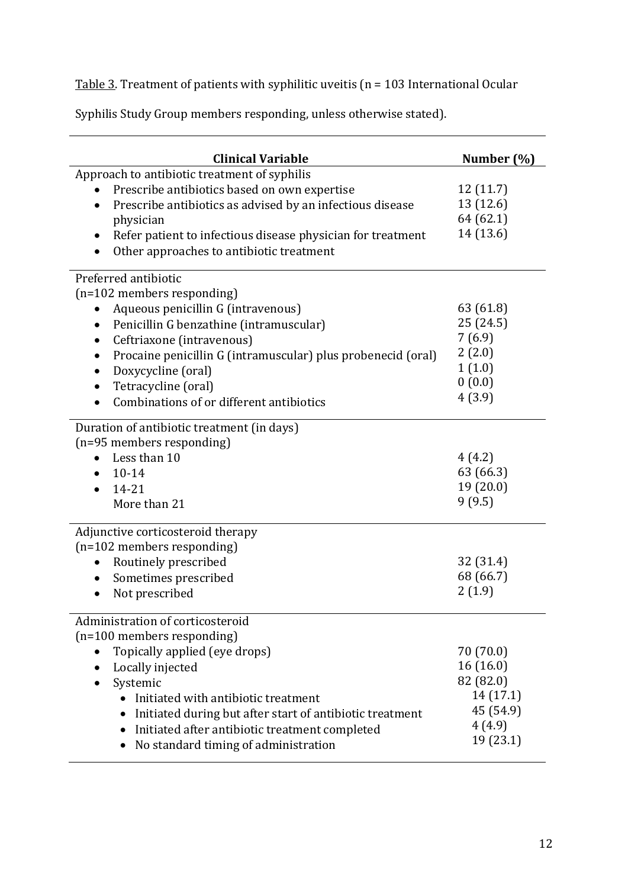Table 3. Treatment of patients with syphilitic uveitis (n = 103 International Ocular Syphilis Study Group members responding, unless otherwise stated).

| Clinical Variable | Number (%) |
|---|---|
| Approach to antibiotic treatment of syphilis | |
| • Prescribe antibiotics based on own expertise | 12 (11.7) |
| • Prescribe antibiotics as advised by an infectious disease physician | 13 (12.6) |
| • Refer patient to infectious disease physician for treatment | 64 (62.1) |
| • Other approaches to antibiotic treatment | 14 (13.6) |
| Preferred antibiotic (n=102 members responding) | |
| • Aqueous penicillin G (intravenous) | 63 (61.8) |
| • Penicillin G benzathine (intramuscular) | 25 (24.5) |
| • Ceftriaxone (intravenous) | 7 (6.9) |
| • Procaine penicillin G (intramuscular) plus probenecid (oral) | 2 (2.0) |
| • Doxycycline (oral) | 1 (1.0) |
| • Tetracycline (oral) | 0 (0.0) |
| • Combinations of or different antibiotics | 4 (3.9) |
| Duration of antibiotic treatment (in days) (n=95 members responding) | |
| • Less than 10 | 4 (4.2) |
| • 10-14 | 63 (66.3) |
| • 14-21 | 19 (20.0) |
| More than 21 | 9 (9.5) |
| Adjunctive corticosteroid therapy (n=102 members responding) | |
| • Routinely prescribed | 32 (31.4) |
| • Sometimes prescribed | 68 (66.7) |
| • Not prescribed | 2 (1.9) |
| Administration of corticosteroid (n=100 members responding) | |
| • Topically applied (eye drops) | 70 (70.0) |
| • Locally injected | 16 (16.0) |
| • Systemic | 82 (82.0) |
| • Initiated with antibiotic treatment | 14 (17.1) |
| • Initiated during but after start of antibiotic treatment | 45 (54.9) |
| • Initiated after antibiotic treatment completed | 4 (4.9) |
| • No standard timing of administration | 19 (23.1) |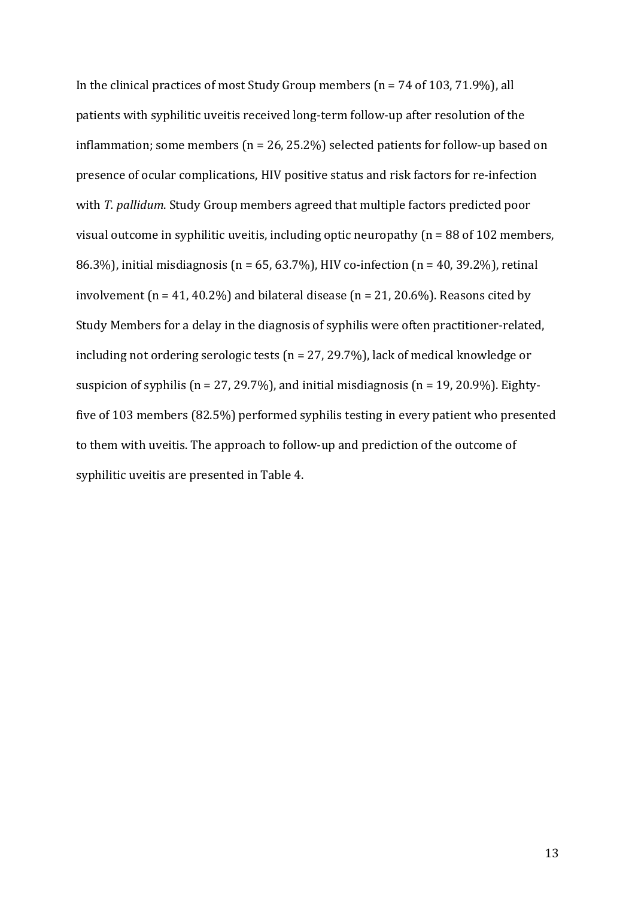In the clinical practices of most Study Group members (n = 74 of 103, 71.9%), all patients with syphilitic uveitis received long-term follow-up after resolution of the inflammation; some members (n = 26, 25.2%) selected patients for follow-up based on presence of ocular complications, HIV positive status and risk factors for re-infection with *T. pallidum*. Study Group members agreed that multiple factors predicted poor visual outcome in syphilitic uveitis, including optic neuropathy (n = 88 of 102 members, 86.3%), initial misdiagnosis (n = 65, 63.7%), HIV co-infection (n = 40, 39.2%), retinal involvement (n = 41, 40.2%) and bilateral disease (n = 21, 20.6%). Reasons cited by Study Members for a delay in the diagnosis of syphilis were often practitioner-related, including not ordering serologic tests (n = 27, 29.7%), lack of medical knowledge or suspicion of syphilis (n = 27, 29.7%), and initial misdiagnosis (n = 19, 20.9%). Eighty-five of 103 members (82.5%) performed syphilis testing in every patient who presented to them with uveitis. The approach to follow-up and prediction of the outcome of syphilitic uveitis are presented in Table 4.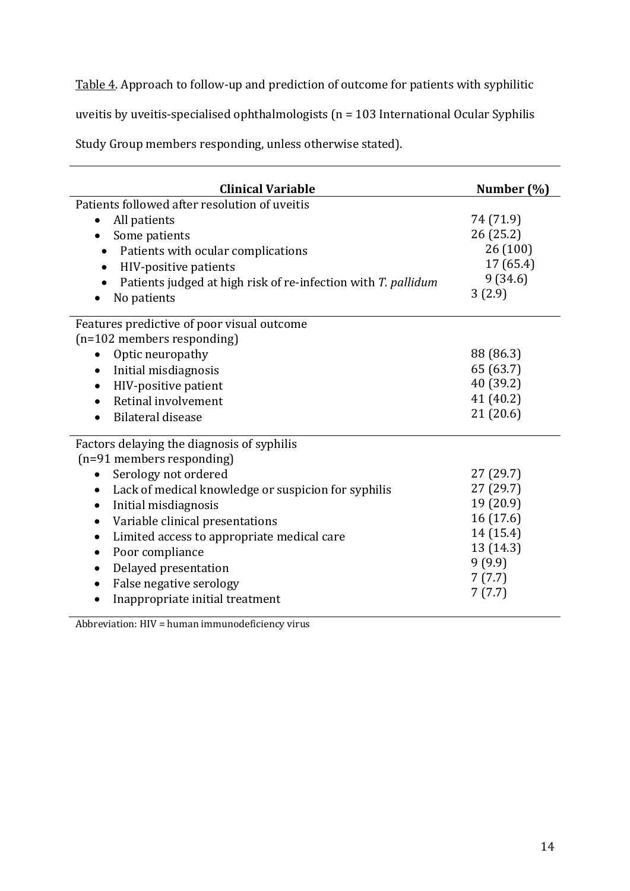Table 4. Approach to follow-up and prediction of outcome for patients with syphilitic uveitis by uveitis-specialised ophthalmologists (n = 103 International Ocular Syphilis Study Group members responding, unless otherwise stated).

| Clinical Variable | Number (%) |
|---|---|
| Patients followed after resolution of uveitis | |
| • All patients | 74 (71.9) |
| • Some patients | 26 (25.2) |
| &nbsp;&nbsp;• Patients with ocular complications | 26 (100) |
| &nbsp;&nbsp;• HIV-positive patients | 17 (65.4) |
| &nbsp;&nbsp;• Patients judged at high risk of re-infection with *T. pallidum* | 9 (34.6) |
| • No patients | 3 (2.9) |
| Features predictive of poor visual outcome (n=102 members responding) | |
| • Optic neuropathy | 88 (86.3) |
| • Initial misdiagnosis | 65 (63.7) |
| • HIV-positive patient | 40 (39.2) |
| • Retinal involvement | 41 (40.2) |
| • Bilateral disease | 21 (20.6) |
| Factors delaying the diagnosis of syphilis (n=91 members responding) | |
| • Serology not ordered | 27 (29.7) |
| • Lack of medical knowledge or suspicion for syphilis | 27 (29.7) |
| • Initial misdiagnosis | 19 (20.9) |
| • Variable clinical presentations | 16 (17.6) |
| • Limited access to appropriate medical care | 14 (15.4) |
| • Poor compliance | 13 (14.3) |
| • Delayed presentation | 9 (9.9) |
| • False negative serology | 7 (7.7) |
| • Inappropriate initial treatment | 7 (7.7) |

Abbreviation: HIV = human immunodeficiency virus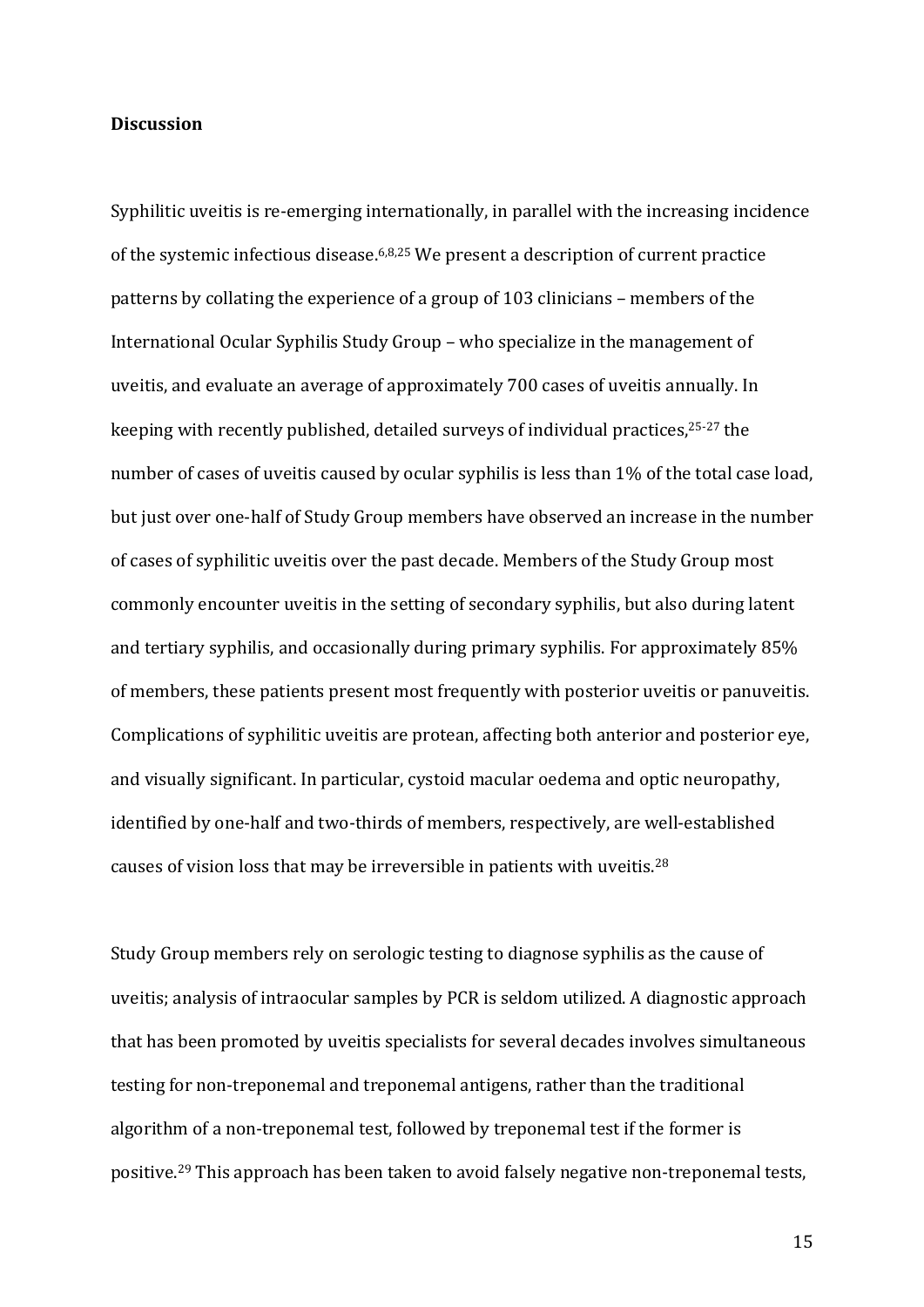**Discussion**

Syphilitic uveitis is re-emerging internationally, in parallel with the increasing incidence of the systemic infectious disease.[6,8,25] We present a description of current practice patterns by collating the experience of a group of 103 clinicians – members of the International Ocular Syphilis Study Group – who specialize in the management of uveitis, and evaluate an average of approximately 700 cases of uveitis annually. In keeping with recently published, detailed surveys of individual practices,[25-27] the number of cases of uveitis caused by ocular syphilis is less than 1% of the total case load, but just over one-half of Study Group members have observed an increase in the number of cases of syphilitic uveitis over the past decade. Members of the Study Group most commonly encounter uveitis in the setting of secondary syphilis, but also during latent and tertiary syphilis, and occasionally during primary syphilis. For approximately 85% of members, these patients present most frequently with posterior uveitis or panuveitis. Complications of syphilitic uveitis are protean, affecting both anterior and posterior eye, and visually significant. In particular, cystoid macular oedema and optic neuropathy, identified by one-half and two-thirds of members, respectively, are well-established causes of vision loss that may be irreversible in patients with uveitis.[28]

Study Group members rely on serologic testing to diagnose syphilis as the cause of uveitis; analysis of intraocular samples by PCR is seldom utilized. A diagnostic approach that has been promoted by uveitis specialists for several decades involves simultaneous testing for non-treponemal and treponemal antigens, rather than the traditional algorithm of a non-treponemal test, followed by treponemal test if the former is positive.[29] This approach has been taken to avoid falsely negative non-treponemal tests,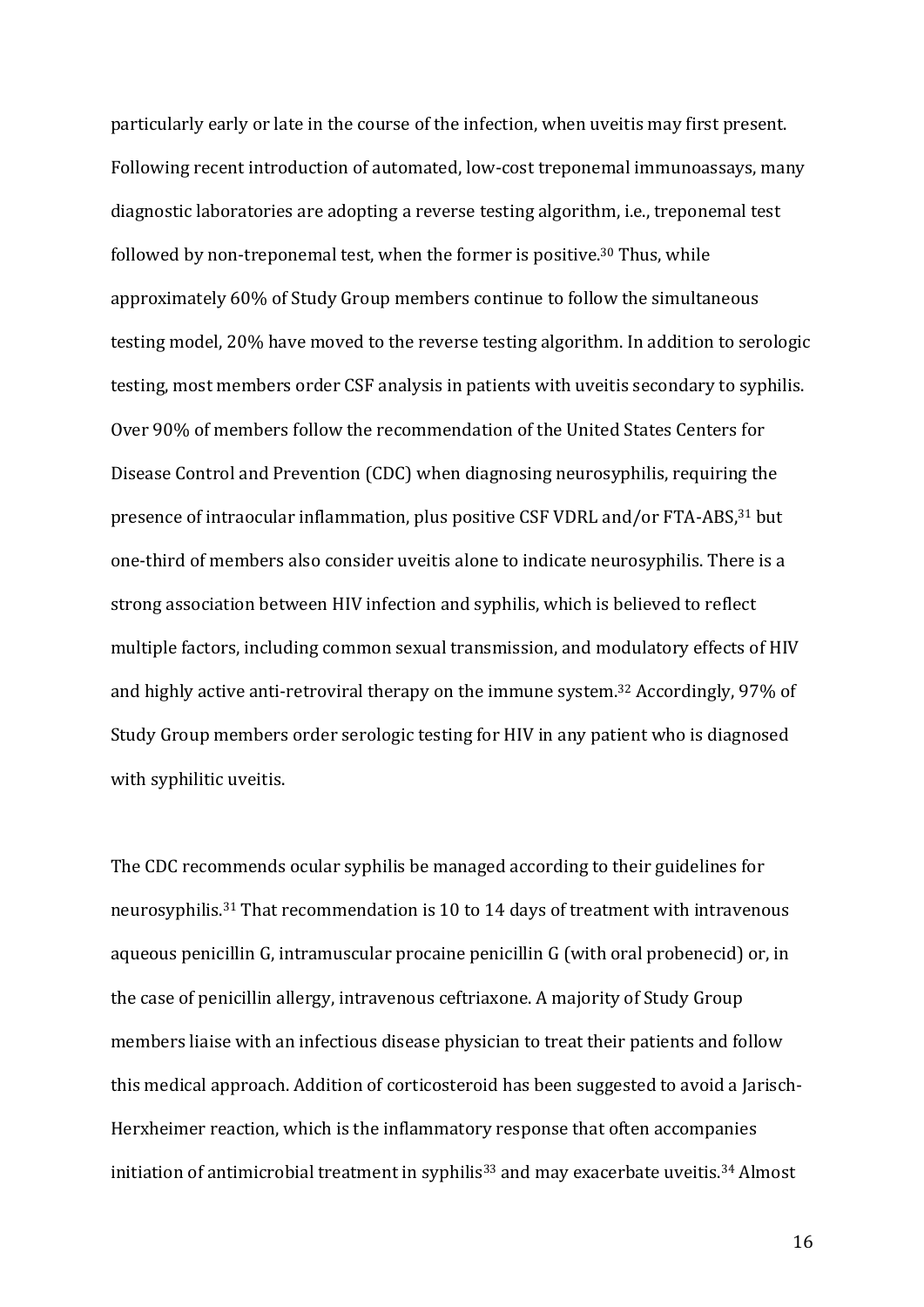particularly early or late in the course of the infection, when uveitis may first present. Following recent introduction of automated, low-cost treponemal immunoassays, many diagnostic laboratories are adopting a reverse testing algorithm, i.e., treponemal test followed by non-treponemal test, when the former is positive.[30] Thus, while approximately 60% of Study Group members continue to follow the simultaneous testing model, 20% have moved to the reverse testing algorithm. In addition to serologic testing, most members order CSF analysis in patients with uveitis secondary to syphilis. Over 90% of members follow the recommendation of the United States Centers for Disease Control and Prevention (CDC) when diagnosing neurosyphilis, requiring the presence of intraocular inflammation, plus positive CSF VDRL and/or FTA-ABS,[31] but one-third of members also consider uveitis alone to indicate neurosyphilis. There is a strong association between HIV infection and syphilis, which is believed to reflect multiple factors, including common sexual transmission, and modulatory effects of HIV and highly active anti-retroviral therapy on the immune system.[32] Accordingly, 97% of Study Group members order serologic testing for HIV in any patient who is diagnosed with syphilitic uveitis.

The CDC recommends ocular syphilis be managed according to their guidelines for neurosyphilis.[31] That recommendation is 10 to 14 days of treatment with intravenous aqueous penicillin G, intramuscular procaine penicillin G (with oral probenecid) or, in the case of penicillin allergy, intravenous ceftriaxone. A majority of Study Group members liaise with an infectious disease physician to treat their patients and follow this medical approach. Addition of corticosteroid has been suggested to avoid a Jarisch-Herxheimer reaction, which is the inflammatory response that often accompanies initiation of antimicrobial treatment in syphilis[33] and may exacerbate uveitis.[34] Almost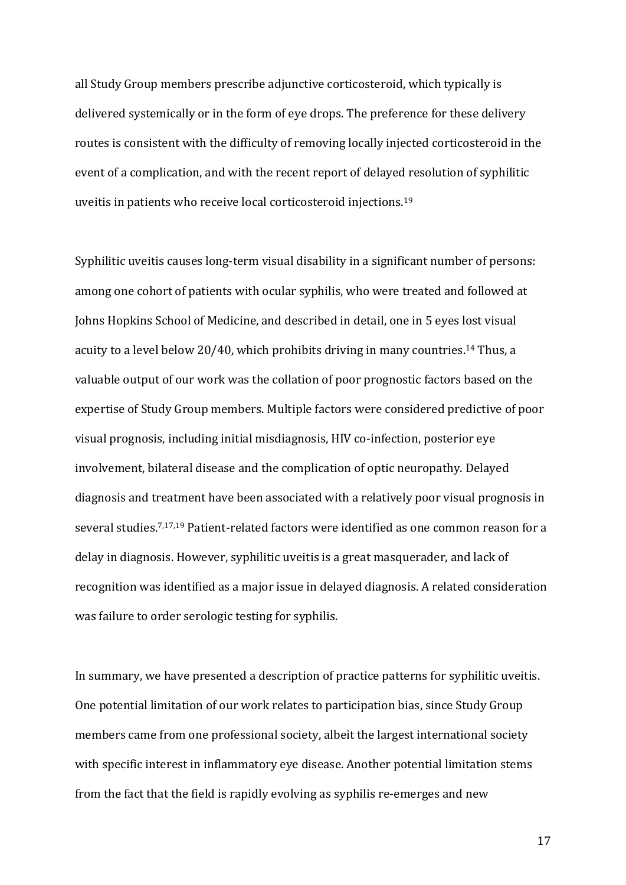all Study Group members prescribe adjunctive corticosteroid, which typically is delivered systemically or in the form of eye drops. The preference for these delivery routes is consistent with the difficulty of removing locally injected corticosteroid in the event of a complication, and with the recent report of delayed resolution of syphilitic uveitis in patients who receive local corticosteroid injections.[19]

Syphilitic uveitis causes long-term visual disability in a significant number of persons: among one cohort of patients with ocular syphilis, who were treated and followed at Johns Hopkins School of Medicine, and described in detail, one in 5 eyes lost visual acuity to a level below 20/40, which prohibits driving in many countries.[14] Thus, a valuable output of our work was the collation of poor prognostic factors based on the expertise of Study Group members. Multiple factors were considered predictive of poor visual prognosis, including initial misdiagnosis, HIV co-infection, posterior eye involvement, bilateral disease and the complication of optic neuropathy. Delayed diagnosis and treatment have been associated with a relatively poor visual prognosis in several studies.[7,17,19] Patient-related factors were identified as one common reason for a delay in diagnosis. However, syphilitic uveitis is a great masquerader, and lack of recognition was identified as a major issue in delayed diagnosis. A related consideration was failure to order serologic testing for syphilis.

In summary, we have presented a description of practice patterns for syphilitic uveitis. One potential limitation of our work relates to participation bias, since Study Group members came from one professional society, albeit the largest international society with specific interest in inflammatory eye disease. Another potential limitation stems from the fact that the field is rapidly evolving as syphilis re-emerges and new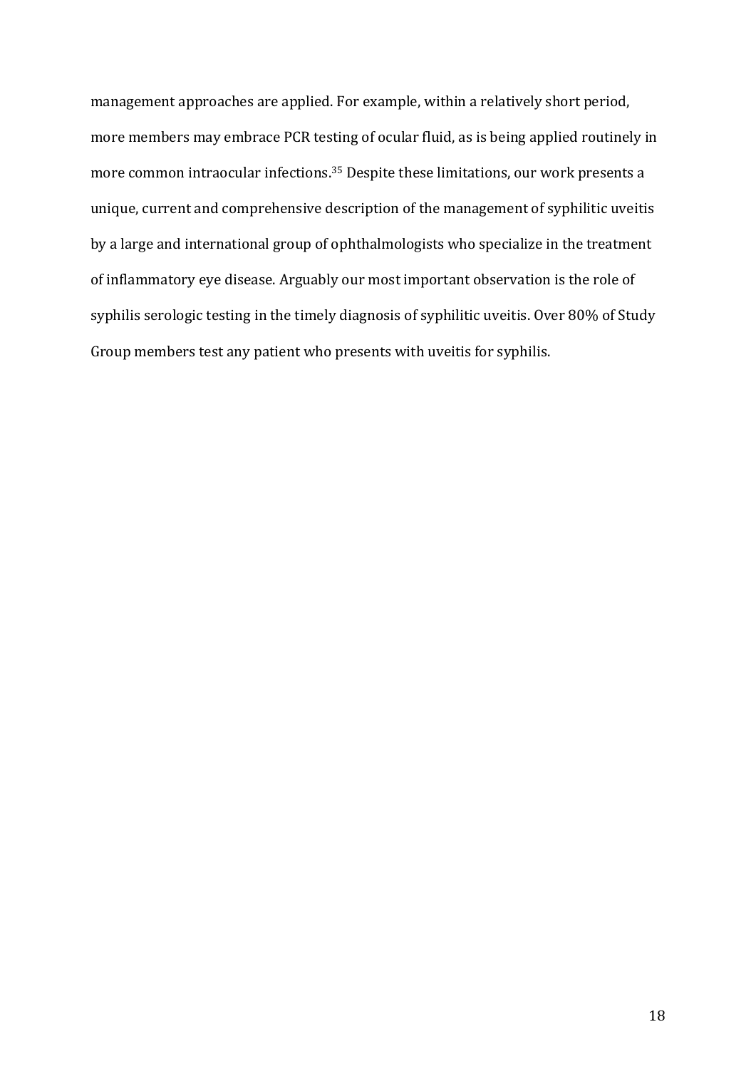management approaches are applied. For example, within a relatively short period, more members may embrace PCR testing of ocular fluid, as is being applied routinely in more common intraocular infections.[35] Despite these limitations, our work presents a unique, current and comprehensive description of the management of syphilitic uveitis by a large and international group of ophthalmologists who specialize in the treatment of inflammatory eye disease. Arguably our most important observation is the role of syphilis serologic testing in the timely diagnosis of syphilitic uveitis. Over 80% of Study Group members test any patient who presents with uveitis for syphilis.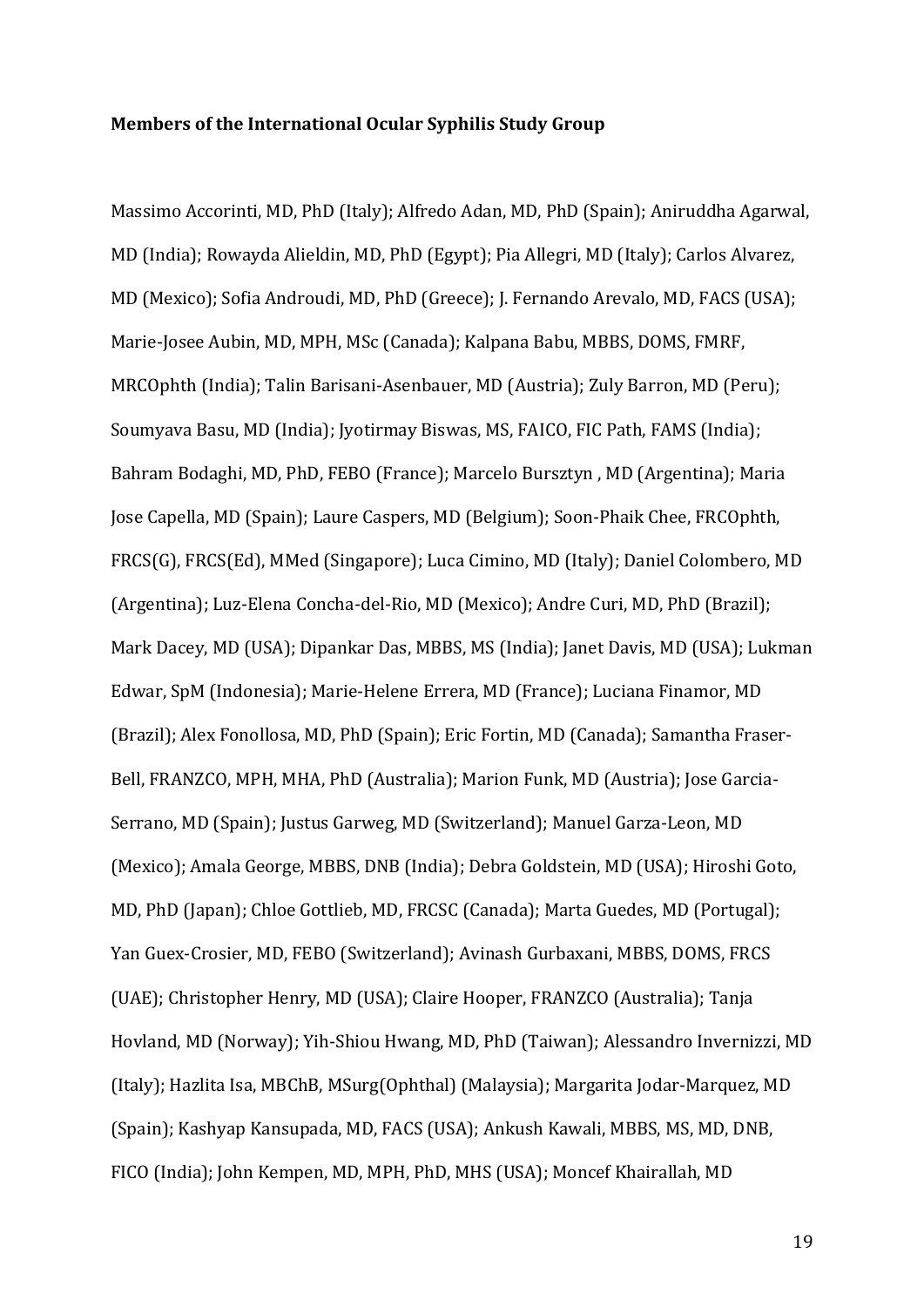**Members of the International Ocular Syphilis Study Group**

Massimo Accorinti, MD, PhD (Italy); Alfredo Adan, MD, PhD (Spain); Aniruddha Agarwal, MD (India); Rowayda Alieldin, MD, PhD (Egypt); Pia Allegri, MD (Italy); Carlos Alvarez, MD (Mexico); Sofia Androudi, MD, PhD (Greece); J. Fernando Arevalo, MD, FACS (USA); Marie-Josee Aubin, MD, MPH, MSc (Canada); Kalpana Babu, MBBS, DOMS, FMRF, MRCOphth (India); Talin Barisani-Asenbauer, MD (Austria); Zuly Barron, MD (Peru); Soumyava Basu, MD (India); Jyotirmay Biswas, MS, FAICO, FIC Path, FAMS (India); Bahram Bodaghi, MD, PhD, FEBO (France); Marcelo Bursztyn , MD (Argentina); Maria Jose Capella, MD (Spain); Laure Caspers, MD (Belgium); Soon-Phaik Chee, FRCOphth, FRCS(G), FRCS(Ed), MMed (Singapore); Luca Cimino, MD (Italy); Daniel Colombero, MD (Argentina); Luz-Elena Concha-del-Rio, MD (Mexico); Andre Curi, MD, PhD (Brazil); Mark Dacey, MD (USA); Dipankar Das, MBBS, MS (India); Janet Davis, MD (USA); Lukman Edwar, SpM (Indonesia); Marie-Helene Errera, MD (France); Luciana Finamor, MD (Brazil); Alex Fonollosa, MD, PhD (Spain); Eric Fortin, MD (Canada); Samantha Fraser-Bell, FRANZCO, MPH, MHA, PhD (Australia); Marion Funk, MD (Austria); Jose Garcia-Serrano, MD (Spain); Justus Garweg, MD (Switzerland); Manuel Garza-Leon, MD (Mexico); Amala George, MBBS, DNB (India); Debra Goldstein, MD (USA); Hiroshi Goto, MD, PhD (Japan); Chloe Gottlieb, MD, FRCSC (Canada); Marta Guedes, MD (Portugal); Yan Guex-Crosier, MD, FEBO (Switzerland); Avinash Gurbaxani, MBBS, DOMS, FRCS (UAE); Christopher Henry, MD (USA); Claire Hooper, FRANZCO (Australia); Tanja Hovland, MD (Norway); Yih-Shiou Hwang, MD, PhD (Taiwan); Alessandro Invernizzi, MD (Italy); Hazlita Isa, MBChB, MSurg(Ophthal) (Malaysia); Margarita Jodar-Marquez, MD (Spain); Kashyap Kansupada, MD, FACS (USA); Ankush Kawali, MBBS, MS, MD, DNB, FICO (India); John Kempen, MD, MPH, PhD, MHS (USA); Moncef Khairallah, MD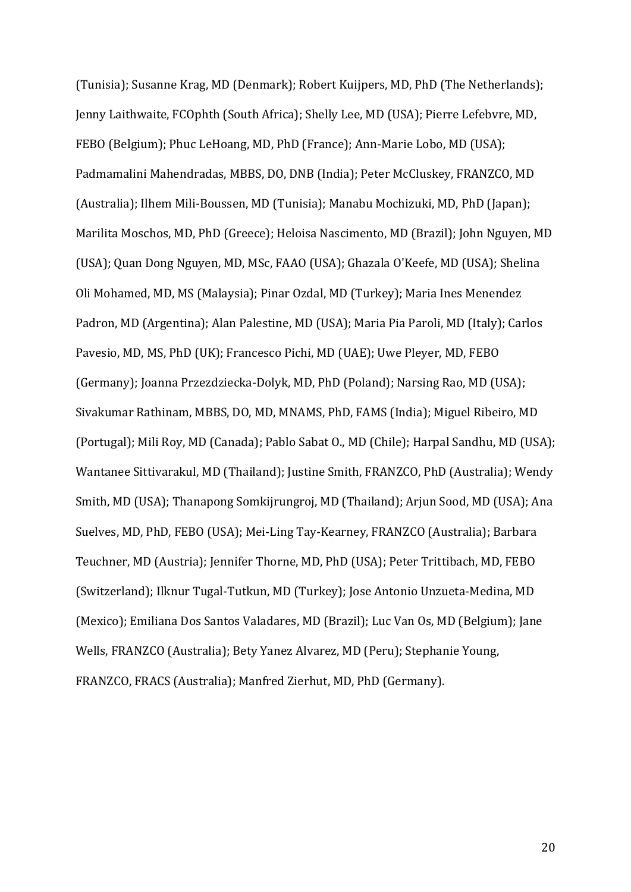(Tunisia); Susanne Krag, MD (Denmark); Robert Kuijpers, MD, PhD (The Netherlands); Jenny Laithwaite, FCOphth (South Africa); Shelly Lee, MD (USA); Pierre Lefebvre, MD, FEBO (Belgium); Phuc LeHoang, MD, PhD (France); Ann-Marie Lobo, MD (USA); Padmamalini Mahendradas, MBBS, DO, DNB (India); Peter McCluskey, FRANZCO, MD (Australia); Ilhem Mili-Boussen, MD (Tunisia); Manabu Mochizuki, MD, PhD (Japan); Marilita Moschos, MD, PhD (Greece); Heloisa Nascimento, MD (Brazil); John Nguyen, MD (USA); Quan Dong Nguyen, MD, MSc, FAAO (USA); Ghazala O'Keefe, MD (USA); Shelina Oli Mohamed, MD, MS (Malaysia); Pinar Ozdal, MD (Turkey); Maria Ines Menendez Padron, MD (Argentina); Alan Palestine, MD (USA); Maria Pia Paroli, MD (Italy); Carlos Pavesio, MD, MS, PhD (UK); Francesco Pichi, MD (UAE); Uwe Pleyer, MD, FEBO (Germany); Joanna Przezdziecka-Dolyk, MD, PhD (Poland); Narsing Rao, MD (USA); Sivakumar Rathinam, MBBS, DO, MD, MNAMS, PhD, FAMS (India); Miguel Ribeiro, MD (Portugal); Mili Roy, MD (Canada); Pablo Sabat O., MD (Chile); Harpal Sandhu, MD (USA); Wantanee Sittivarakul, MD (Thailand); Justine Smith, FRANZCO, PhD (Australia); Wendy Smith, MD (USA); Thanapong Somkijrungroj, MD (Thailand); Arjun Sood, MD (USA); Ana Suelves, MD, PhD, FEBO (USA); Mei-Ling Tay-Kearney, FRANZCO (Australia); Barbara Teuchner, MD (Austria); Jennifer Thorne, MD, PhD (USA); Peter Trittibach, MD, FEBO (Switzerland); Ilknur Tugal-Tutkun, MD (Turkey); Jose Antonio Unzueta-Medina, MD (Mexico); Emiliana Dos Santos Valadares, MD (Brazil); Luc Van Os, MD (Belgium); Jane Wells, FRANZCO (Australia); Bety Yanez Alvarez, MD (Peru); Stephanie Young, FRANZCO, FRACS (Australia); Manfred Zierhut, MD, PhD (Germany).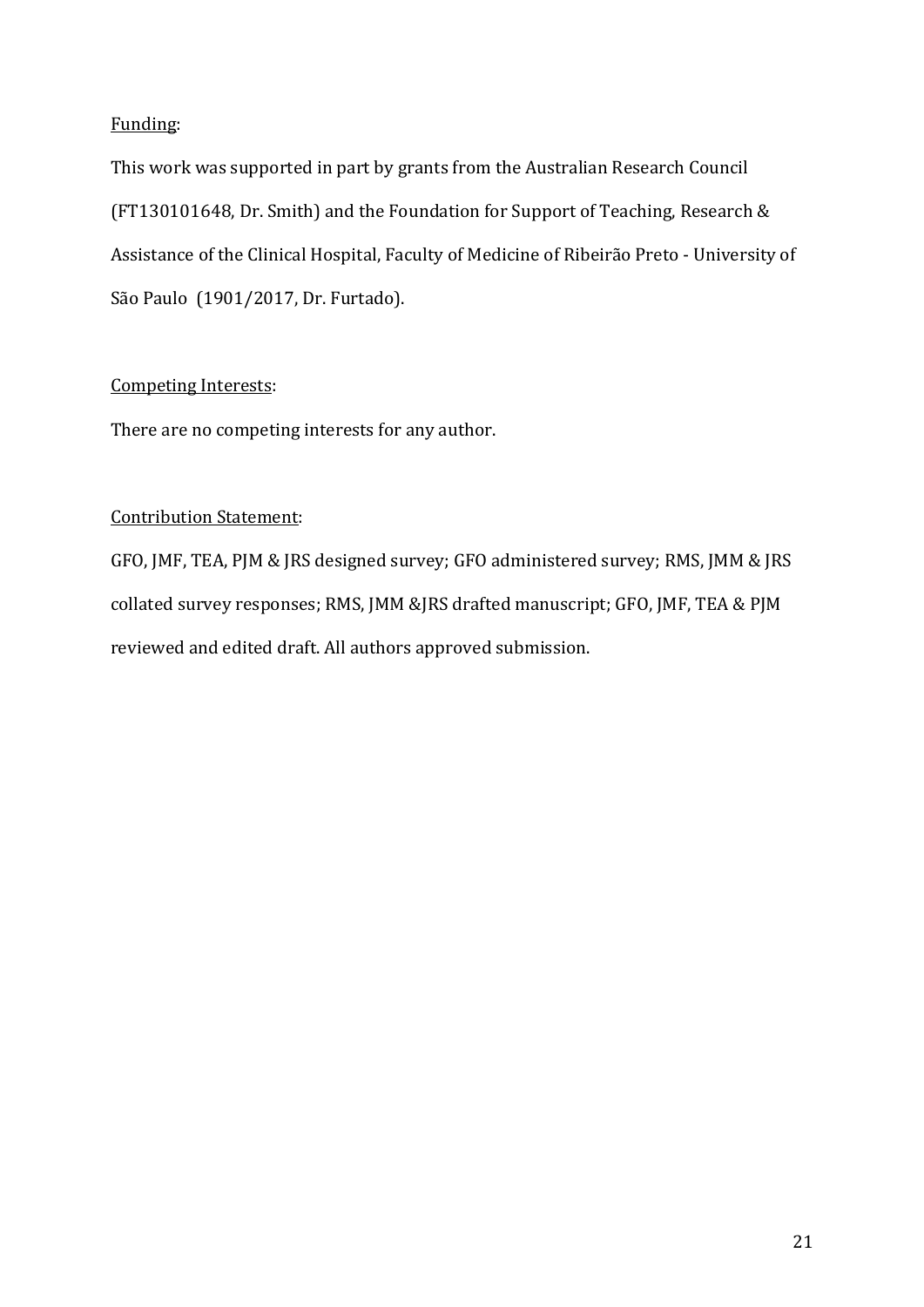Funding:

This work was supported in part by grants from the Australian Research Council (FT130101648, Dr. Smith) and the Foundation for Support of Teaching, Research & Assistance of the Clinical Hospital, Faculty of Medicine of Ribeirão Preto - University of São Paulo (1901/2017, Dr. Furtado).

Competing Interests:

There are no competing interests for any author.

Contribution Statement:

GFO, JMF, TEA, PJM & JRS designed survey; GFO administered survey; RMS, JMM & JRS collated survey responses; RMS, JMM &JRS drafted manuscript; GFO, JMF, TEA & PJM reviewed and edited draft. All authors approved submission.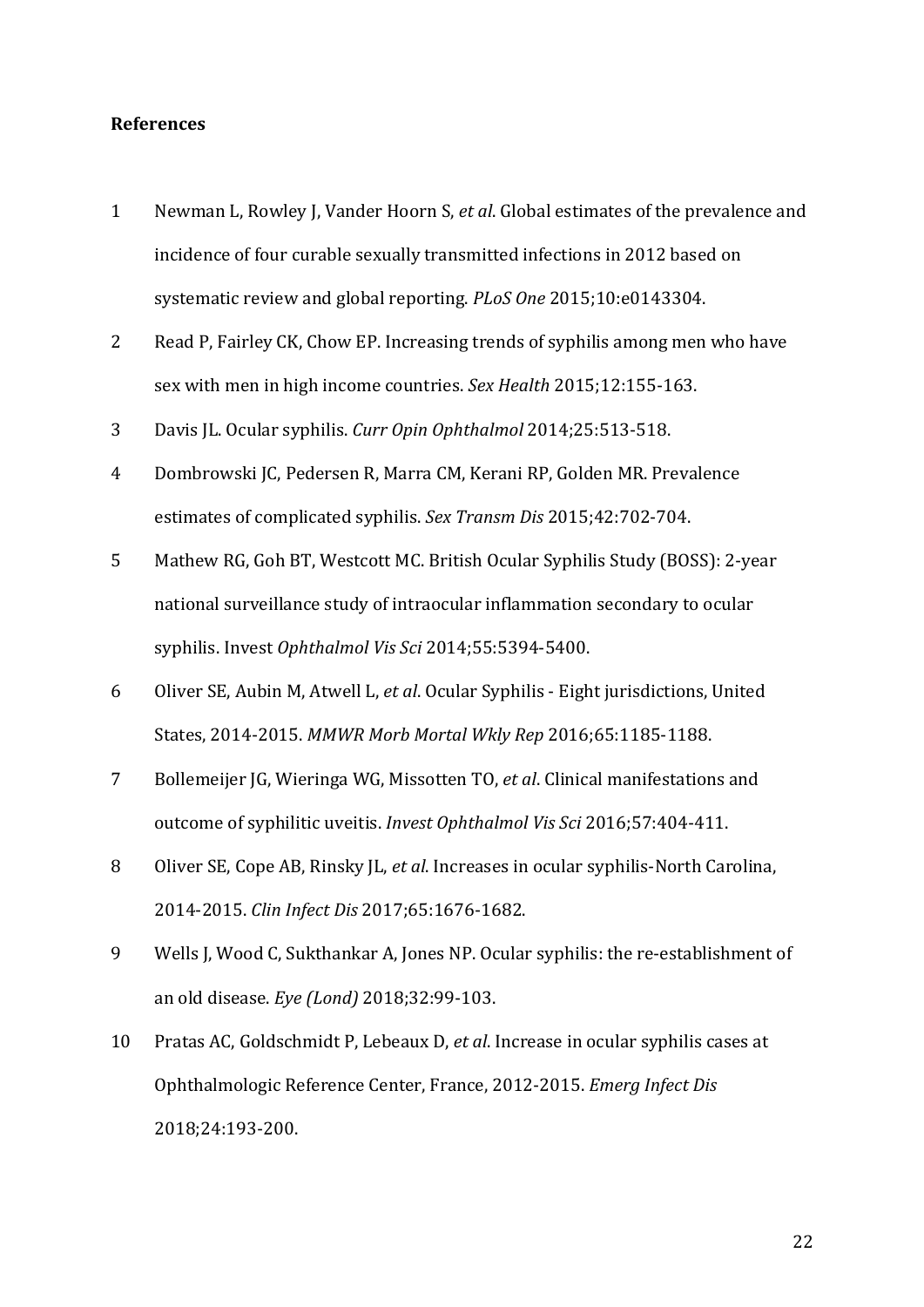**References**

1. Newman L, Rowley J, Vander Hoorn S, *et al*. Global estimates of the prevalence and incidence of four curable sexually transmitted infections in 2012 based on systematic review and global reporting. *PLoS One* 2015;10:e0143304.
2. Read P, Fairley CK, Chow EP. Increasing trends of syphilis among men who have sex with men in high income countries. *Sex Health* 2015;12:155-163.
3. Davis JL. Ocular syphilis. *Curr Opin Ophthalmol* 2014;25:513-518.
4. Dombrowski JC, Pedersen R, Marra CM, Kerani RP, Golden MR. Prevalence estimates of complicated syphilis. *Sex Transm Dis* 2015;42:702-704.
5. Mathew RG, Goh BT, Westcott MC. British Ocular Syphilis Study (BOSS): 2-year national surveillance study of intraocular inflammation secondary to ocular syphilis. Invest *Ophthalmol Vis Sci* 2014;55:5394-5400.
6. Oliver SE, Aubin M, Atwell L, *et al*. Ocular Syphilis - Eight jurisdictions, United States, 2014-2015. *MMWR Morb Mortal Wkly Rep* 2016;65:1185-1188.
7. Bollemeijer JG, Wieringa WG, Missotten TO, *et al*. Clinical manifestations and outcome of syphilitic uveitis. *Invest Ophthalmol Vis Sci* 2016;57:404-411.
8. Oliver SE, Cope AB, Rinsky JL, *et al*. Increases in ocular syphilis-North Carolina, 2014-2015. *Clin Infect Dis* 2017;65:1676-1682.
9. Wells J, Wood C, Sukthankar A, Jones NP. Ocular syphilis: the re-establishment of an old disease. *Eye (Lond)* 2018;32:99-103.
10. Pratas AC, Goldschmidt P, Lebeaux D, *et al*. Increase in ocular syphilis cases at Ophthalmologic Reference Center, France, 2012-2015. *Emerg Infect Dis* 2018;24:193-200.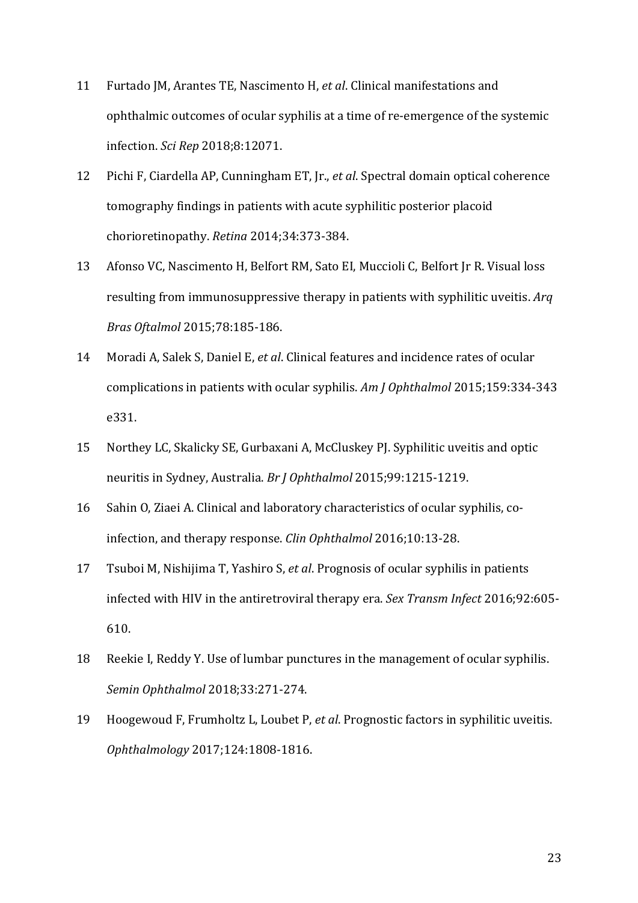11 Furtado JM, Arantes TE, Nascimento H, *et al*. Clinical manifestations and ophthalmic outcomes of ocular syphilis at a time of re-emergence of the systemic infection. *Sci Rep* 2018;8:12071.

12 Pichi F, Ciardella AP, Cunningham ET, Jr., *et al*. Spectral domain optical coherence tomography findings in patients with acute syphilitic posterior placoid chorioretinopathy. *Retina* 2014;34:373-384.

13 Afonso VC, Nascimento H, Belfort RM, Sato EI, Muccioli C, Belfort Jr R. Visual loss resulting from immunosuppressive therapy in patients with syphilitic uveitis. *Arq Bras Oftalmol* 2015;78:185-186.

14 Moradi A, Salek S, Daniel E, *et al*. Clinical features and incidence rates of ocular complications in patients with ocular syphilis. *Am J Ophthalmol* 2015;159:334-343 e331.

15 Northey LC, Skalicky SE, Gurbaxani A, McCluskey PJ. Syphilitic uveitis and optic neuritis in Sydney, Australia. *Br J Ophthalmol* 2015;99:1215-1219.

16 Sahin O, Ziaei A. Clinical and laboratory characteristics of ocular syphilis, co-infection, and therapy response. *Clin Ophthalmol* 2016;10:13-28.

17 Tsuboi M, Nishijima T, Yashiro S, *et al*. Prognosis of ocular syphilis in patients infected with HIV in the antiretroviral therapy era. *Sex Transm Infect* 2016;92:605-610.

18 Reekie I, Reddy Y. Use of lumbar punctures in the management of ocular syphilis. *Semin Ophthalmol* 2018;33:271-274.

19 Hoogewoud F, Frumholtz L, Loubet P, *et al*. Prognostic factors in syphilitic uveitis. *Ophthalmology* 2017;124:1808-1816.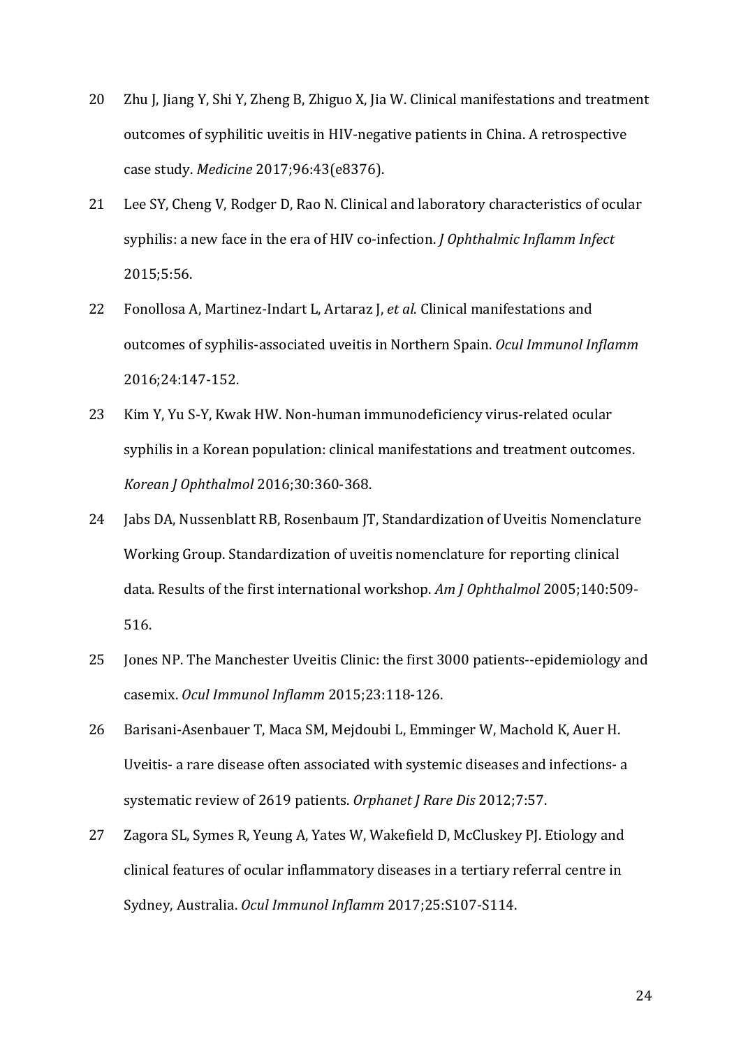20 Zhu J, Jiang Y, Shi Y, Zheng B, Zhiguo X, Jia W. Clinical manifestations and treatment outcomes of syphilitic uveitis in HIV-negative patients in China. A retrospective case study. *Medicine* 2017;96:43(e8376).

21 Lee SY, Cheng V, Rodger D, Rao N. Clinical and laboratory characteristics of ocular syphilis: a new face in the era of HIV co-infection. *J Ophthalmic Inflamm Infect* 2015;5:56.

22 Fonollosa A, Martinez-Indart L, Artaraz J, *et al*. Clinical manifestations and outcomes of syphilis-associated uveitis in Northern Spain. *Ocul Immunol Inflamm* 2016;24:147-152.

23 Kim Y, Yu S-Y, Kwak HW. Non-human immunodeficiency virus-related ocular syphilis in a Korean population: clinical manifestations and treatment outcomes. *Korean J Ophthalmol* 2016;30:360-368.

24 Jabs DA, Nussenblatt RB, Rosenbaum JT, Standardization of Uveitis Nomenclature Working Group. Standardization of uveitis nomenclature for reporting clinical data. Results of the first international workshop. *Am J Ophthalmol* 2005;140:509-516.

25 Jones NP. The Manchester Uveitis Clinic: the first 3000 patients--epidemiology and casemix. *Ocul Immunol Inflamm* 2015;23:118-126.

26 Barisani-Asenbauer T, Maca SM, Mejdoubi L, Emminger W, Machold K, Auer H. Uveitis- a rare disease often associated with systemic diseases and infections- a systematic review of 2619 patients. *Orphanet J Rare Dis* 2012;7:57.

27 Zagora SL, Symes R, Yeung A, Yates W, Wakefield D, McCluskey PJ. Etiology and clinical features of ocular inflammatory diseases in a tertiary referral centre in Sydney, Australia. *Ocul Immunol Inflamm* 2017;25:S107-S114.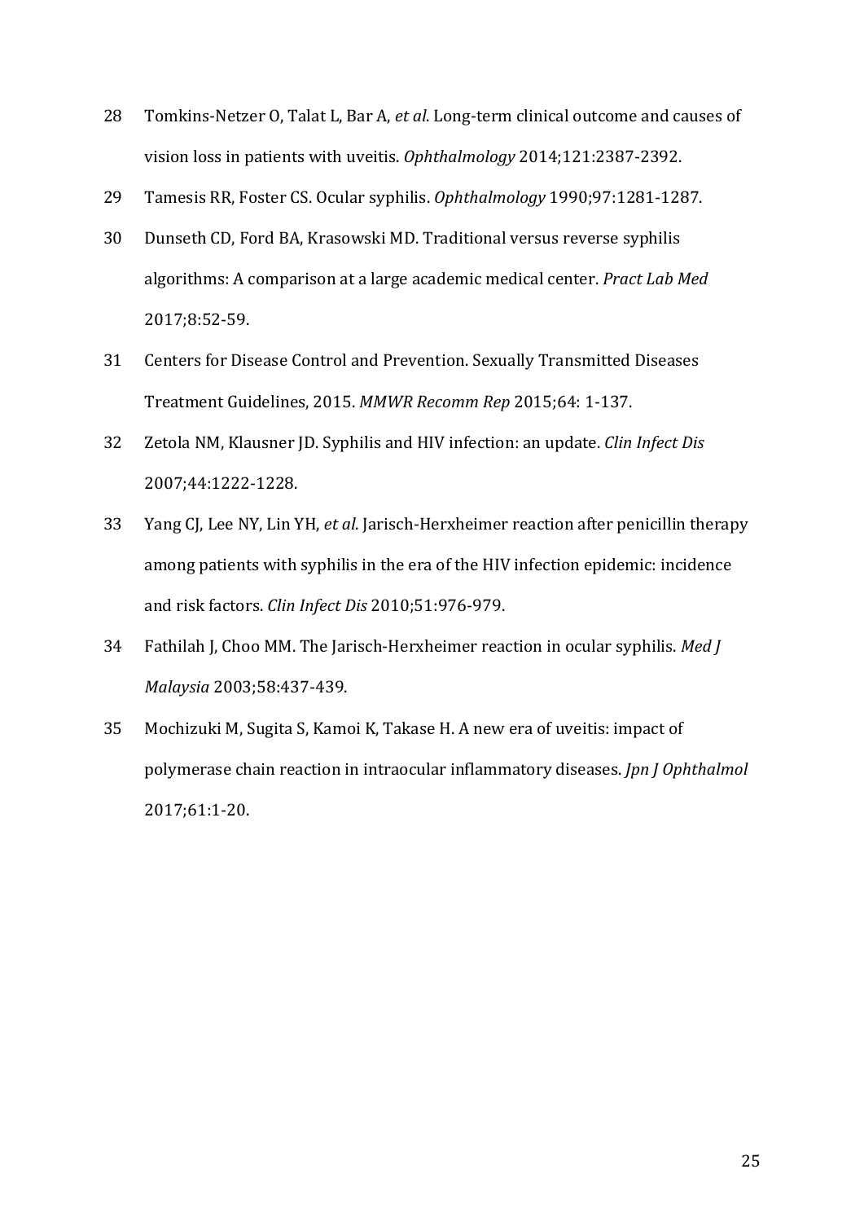28 Tomkins-Netzer O, Talat L, Bar A, *et al*. Long-term clinical outcome and causes of vision loss in patients with uveitis. *Ophthalmology* 2014;121:2387-2392.

29 Tamesis RR, Foster CS. Ocular syphilis. *Ophthalmology* 1990;97:1281-1287.

30 Dunseth CD, Ford BA, Krasowski MD. Traditional versus reverse syphilis algorithms: A comparison at a large academic medical center. *Pract Lab Med* 2017;8:52-59.

31 Centers for Disease Control and Prevention. Sexually Transmitted Diseases Treatment Guidelines, 2015. *MMWR Recomm Rep* 2015;64: 1-137.

32 Zetola NM, Klausner JD. Syphilis and HIV infection: an update. *Clin Infect Dis* 2007;44:1222-1228.

33 Yang CJ, Lee NY, Lin YH, *et al*. Jarisch-Herxheimer reaction after penicillin therapy among patients with syphilis in the era of the HIV infection epidemic: incidence and risk factors. *Clin Infect Dis* 2010;51:976-979.

34 Fathilah J, Choo MM. The Jarisch-Herxheimer reaction in ocular syphilis. *Med J Malaysia* 2003;58:437-439.

35 Mochizuki M, Sugita S, Kamoi K, Takase H. A new era of uveitis: impact of polymerase chain reaction in intraocular inflammatory diseases. *Jpn J Ophthalmol* 2017;61:1-20.